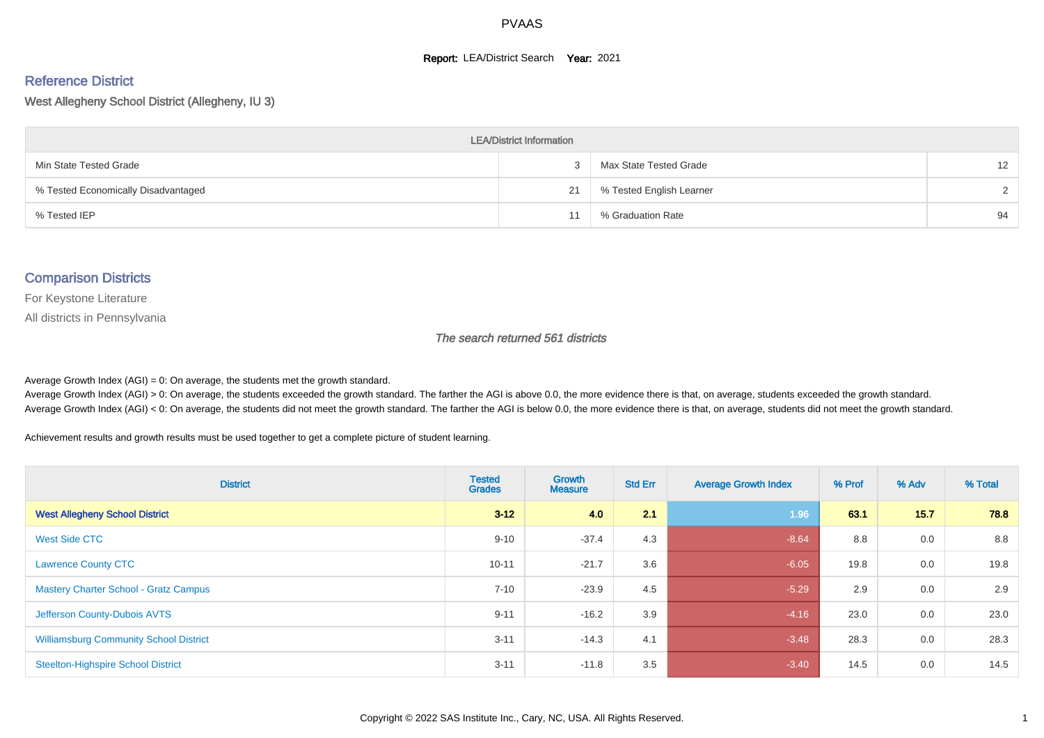PVAAS

**Report:** LEA/District Search **Year:** 2021

## Reference District

West Allegheny School District (Allegheny, IU 3)

| LEA/District Information | | | |
|---|---|---|---|
| Min State Tested Grade | 3 | Max State Tested Grade | 12 |
| % Tested Economically Disadvantaged | 21 | % Tested English Learner | 2 |
| % Tested IEP | 11 | % Graduation Rate | 94 |

## Comparison Districts

For Keystone Literature

All districts in Pennsylvania

*The search returned 561 districts*

Average Growth Index (AGI) = 0: On average, the students met the growth standard.
Average Growth Index (AGI) > 0: On average, the students exceeded the growth standard. The farther the AGI is above 0.0, the more evidence there is that, on average, students exceeded the growth standard.
Average Growth Index (AGI) < 0: On average, the students did not meet the growth standard. The farther the AGI is below 0.0, the more evidence there is that, on average, students did not meet the growth standard.

Achievement results and growth results must be used together to get a complete picture of student learning.

| District | Tested Grades | Growth Measure | Std Err | Average Growth Index | % Prof | % Adv | % Total |
|---|---|---|---|---|---|---|---|
| **West Allegheny School District** | **3-12** | **4.0** | **2.1** | **1.96** | **63.1** | **15.7** | **78.8** |
| West Side CTC | 9-10 | -37.4 | 4.3 | -8.64 | 8.8 | 0.0 | 8.8 |
| Lawrence County CTC | 10-11 | -21.7 | 3.6 | -6.05 | 19.8 | 0.0 | 19.8 |
| Mastery Charter School - Gratz Campus | 7-10 | -23.9 | 4.5 | -5.29 | 2.9 | 0.0 | 2.9 |
| Jefferson County-Dubois AVTS | 9-11 | -16.2 | 3.9 | -4.16 | 23.0 | 0.0 | 23.0 |
| Williamsburg Community School District | 3-11 | -14.3 | 4.1 | -3.48 | 28.3 | 0.0 | 28.3 |
| Steelton-Highspire School District | 3-11 | -11.8 | 3.5 | -3.40 | 14.5 | 0.0 | 14.5 |

Copyright © 2022 SAS Institute Inc., Cary, NC, USA. All Rights Reserved.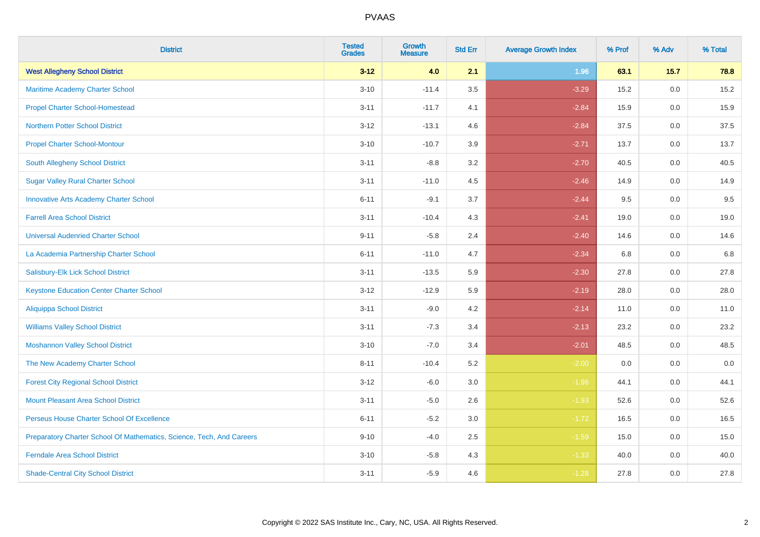# PVAAS

| District | Tested Grades | Growth Measure | Std Err | Average Growth Index | % Prof | % Adv | % Total |
|---|---|---|---|---|---|---|---|
| **West Allegheny School District** | **3-12** | **4.0** | **2.1** | **1.96** | **63.1** | **15.7** | **78.8** |
| Maritime Academy Charter School | 3-10 | -11.4 | 3.5 | -3.29 | 15.2 | 0.0 | 15.2 |
| Propel Charter School-Homestead | 3-11 | -11.7 | 4.1 | -2.84 | 15.9 | 0.0 | 15.9 |
| Northern Potter School District | 3-12 | -13.1 | 4.6 | -2.84 | 37.5 | 0.0 | 37.5 |
| Propel Charter School-Montour | 3-10 | -10.7 | 3.9 | -2.71 | 13.7 | 0.0 | 13.7 |
| South Allegheny School District | 3-11 | -8.8 | 3.2 | -2.70 | 40.5 | 0.0 | 40.5 |
| Sugar Valley Rural Charter School | 3-11 | -11.0 | 4.5 | -2.46 | 14.9 | 0.0 | 14.9 |
| Innovative Arts Academy Charter School | 6-11 | -9.1 | 3.7 | -2.44 | 9.5 | 0.0 | 9.5 |
| Farrell Area School District | 3-11 | -10.4 | 4.3 | -2.41 | 19.0 | 0.0 | 19.0 |
| Universal Audenried Charter School | 9-11 | -5.8 | 2.4 | -2.40 | 14.6 | 0.0 | 14.6 |
| La Academia Partnership Charter School | 6-11 | -11.0 | 4.7 | -2.34 | 6.8 | 0.0 | 6.8 |
| Salisbury-Elk Lick School District | 3-11 | -13.5 | 5.9 | -2.30 | 27.8 | 0.0 | 27.8 |
| Keystone Education Center Charter School | 3-12 | -12.9 | 5.9 | -2.19 | 28.0 | 0.0 | 28.0 |
| Aliquippa School District | 3-11 | -9.0 | 4.2 | -2.14 | 11.0 | 0.0 | 11.0 |
| Williams Valley School District | 3-11 | -7.3 | 3.4 | -2.13 | 23.2 | 0.0 | 23.2 |
| Moshannon Valley School District | 3-10 | -7.0 | 3.4 | -2.01 | 48.5 | 0.0 | 48.5 |
| The New Academy Charter School | 8-11 | -10.4 | 5.2 | -2.00 | 0.0 | 0.0 | 0.0 |
| Forest City Regional School District | 3-12 | -6.0 | 3.0 | -1.96 | 44.1 | 0.0 | 44.1 |
| Mount Pleasant Area School District | 3-11 | -5.0 | 2.6 | -1.93 | 52.6 | 0.0 | 52.6 |
| Perseus House Charter School Of Excellence | 6-11 | -5.2 | 3.0 | -1.72 | 16.5 | 0.0 | 16.5 |
| Preparatory Charter School Of Mathematics, Science, Tech, And Careers | 9-10 | -4.0 | 2.5 | -1.59 | 15.0 | 0.0 | 15.0 |
| Ferndale Area School District | 3-10 | -5.8 | 4.3 | -1.33 | 40.0 | 0.0 | 40.0 |
| Shade-Central City School District | 3-11 | -5.9 | 4.6 | -1.28 | 27.8 | 0.0 | 27.8 |

Copyright © 2022 SAS Institute Inc., Cary, NC, USA. All Rights Reserved.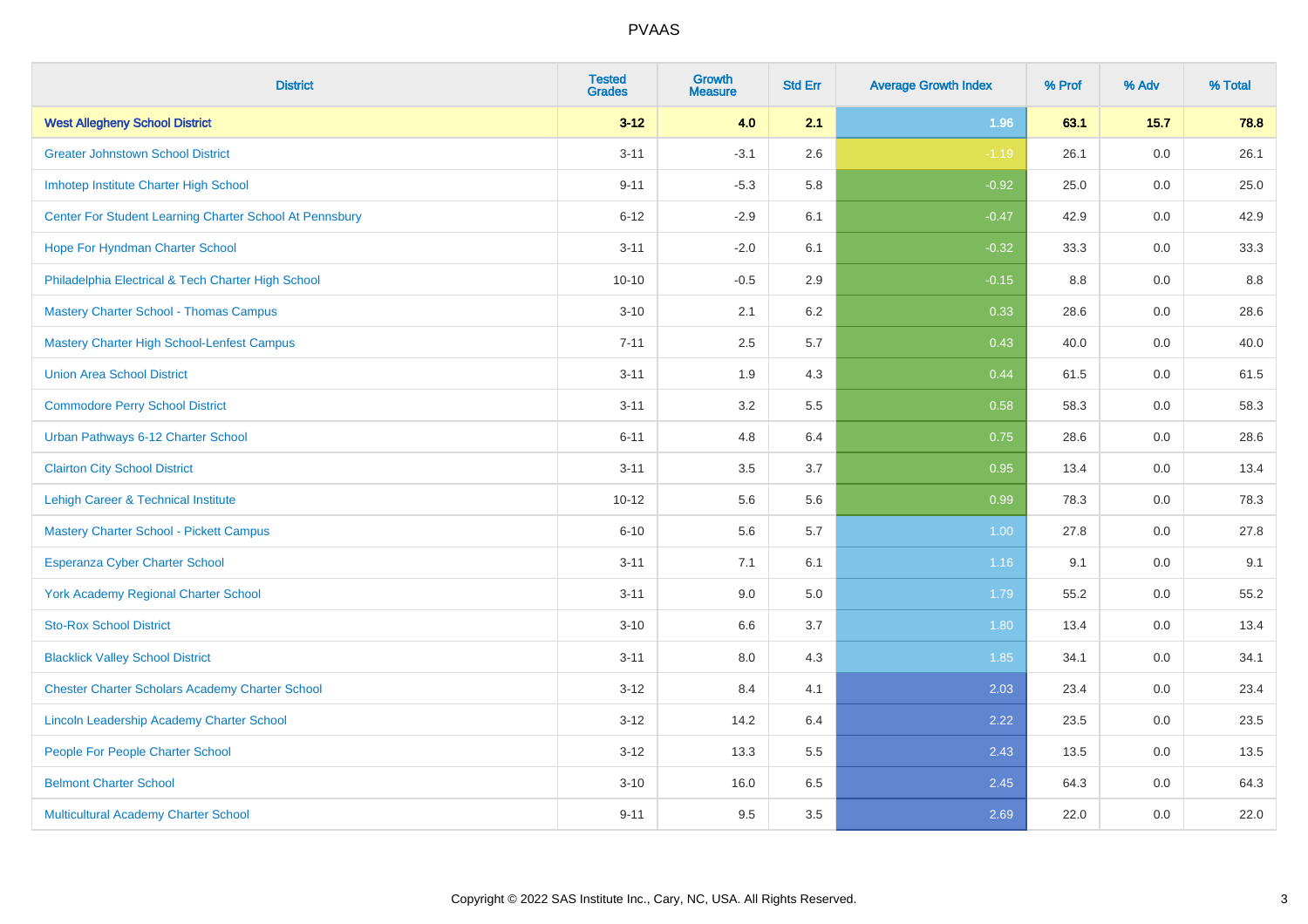# PVAAS

| District | Tested Grades | Growth Measure | Std Err | Average Growth Index | % Prof | % Adv | % Total |
|---|---|---|---|---|---|---|---|
| **West Allegheny School District** | **3-12** | **4.0** | **2.1** | **1.96** | **63.1** | **15.7** | **78.8** |
| Greater Johnstown School District | 3-11 | -3.1 | 2.6 | -1.19 | 26.1 | 0.0 | 26.1 |
| Imhotep Institute Charter High School | 9-11 | -5.3 | 5.8 | -0.92 | 25.0 | 0.0 | 25.0 |
| Center For Student Learning Charter School At Pennsbury | 6-12 | -2.9 | 6.1 | -0.47 | 42.9 | 0.0 | 42.9 |
| Hope For Hyndman Charter School | 3-11 | -2.0 | 6.1 | -0.32 | 33.3 | 0.0 | 33.3 |
| Philadelphia Electrical & Tech Charter High School | 10-10 | -0.5 | 2.9 | -0.15 | 8.8 | 0.0 | 8.8 |
| Mastery Charter School - Thomas Campus | 3-10 | 2.1 | 6.2 | 0.33 | 28.6 | 0.0 | 28.6 |
| Mastery Charter High School-Lenfest Campus | 7-11 | 2.5 | 5.7 | 0.43 | 40.0 | 0.0 | 40.0 |
| Union Area School District | 3-11 | 1.9 | 4.3 | 0.44 | 61.5 | 0.0 | 61.5 |
| Commodore Perry School District | 3-11 | 3.2 | 5.5 | 0.58 | 58.3 | 0.0 | 58.3 |
| Urban Pathways 6-12 Charter School | 6-11 | 4.8 | 6.4 | 0.75 | 28.6 | 0.0 | 28.6 |
| Clairton City School District | 3-11 | 3.5 | 3.7 | 0.95 | 13.4 | 0.0 | 13.4 |
| Lehigh Career & Technical Institute | 10-12 | 5.6 | 5.6 | 0.99 | 78.3 | 0.0 | 78.3 |
| Mastery Charter School - Pickett Campus | 6-10 | 5.6 | 5.7 | 1.00 | 27.8 | 0.0 | 27.8 |
| Esperanza Cyber Charter School | 3-11 | 7.1 | 6.1 | 1.16 | 9.1 | 0.0 | 9.1 |
| York Academy Regional Charter School | 3-11 | 9.0 | 5.0 | 1.79 | 55.2 | 0.0 | 55.2 |
| Sto-Rox School District | 3-10 | 6.6 | 3.7 | 1.80 | 13.4 | 0.0 | 13.4 |
| Blacklick Valley School District | 3-11 | 8.0 | 4.3 | 1.85 | 34.1 | 0.0 | 34.1 |
| Chester Charter Scholars Academy Charter School | 3-12 | 8.4 | 4.1 | 2.03 | 23.4 | 0.0 | 23.4 |
| Lincoln Leadership Academy Charter School | 3-12 | 14.2 | 6.4 | 2.22 | 23.5 | 0.0 | 23.5 |
| People For People Charter School | 3-12 | 13.3 | 5.5 | 2.43 | 13.5 | 0.0 | 13.5 |
| Belmont Charter School | 3-10 | 16.0 | 6.5 | 2.45 | 64.3 | 0.0 | 64.3 |
| Multicultural Academy Charter School | 9-11 | 9.5 | 3.5 | 2.69 | 22.0 | 0.0 | 22.0 |

Copyright © 2022 SAS Institute Inc., Cary, NC, USA. All Rights Reserved.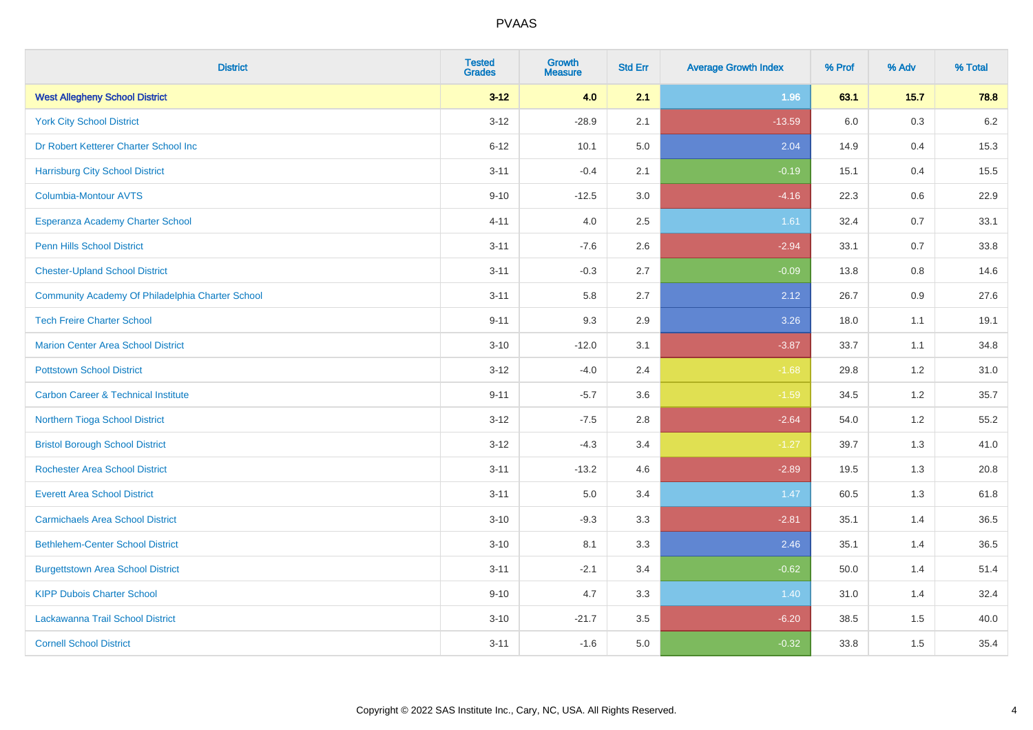| District | Tested Grades | Growth Measure | Std Err | Average Growth Index | % Prof | % Adv | % Total |
|---|---|---|---|---|---|---|---|
| **West Allegheny School District** | **3-12** | **4.0** | **2.1** | **1.96** | **63.1** | **15.7** | **78.8** |
| York City School District | 3-12 | -28.9 | 2.1 | -13.59 | 6.0 | 0.3 | 6.2 |
| Dr Robert Ketterer Charter School Inc | 6-12 | 10.1 | 5.0 | 2.04 | 14.9 | 0.4 | 15.3 |
| Harrisburg City School District | 3-11 | -0.4 | 2.1 | -0.19 | 15.1 | 0.4 | 15.5 |
| Columbia-Montour AVTS | 9-10 | -12.5 | 3.0 | -4.16 | 22.3 | 0.6 | 22.9 |
| Esperanza Academy Charter School | 4-11 | 4.0 | 2.5 | 1.61 | 32.4 | 0.7 | 33.1 |
| Penn Hills School District | 3-11 | -7.6 | 2.6 | -2.94 | 33.1 | 0.7 | 33.8 |
| Chester-Upland School District | 3-11 | -0.3 | 2.7 | -0.09 | 13.8 | 0.8 | 14.6 |
| Community Academy Of Philadelphia Charter School | 3-11 | 5.8 | 2.7 | 2.12 | 26.7 | 0.9 | 27.6 |
| Tech Freire Charter School | 9-11 | 9.3 | 2.9 | 3.26 | 18.0 | 1.1 | 19.1 |
| Marion Center Area School District | 3-10 | -12.0 | 3.1 | -3.87 | 33.7 | 1.1 | 34.8 |
| Pottstown School District | 3-12 | -4.0 | 2.4 | -1.68 | 29.8 | 1.2 | 31.0 |
| Carbon Career & Technical Institute | 9-11 | -5.7 | 3.6 | -1.59 | 34.5 | 1.2 | 35.7 |
| Northern Tioga School District | 3-12 | -7.5 | 2.8 | -2.64 | 54.0 | 1.2 | 55.2 |
| Bristol Borough School District | 3-12 | -4.3 | 3.4 | -1.27 | 39.7 | 1.3 | 41.0 |
| Rochester Area School District | 3-11 | -13.2 | 4.6 | -2.89 | 19.5 | 1.3 | 20.8 |
| Everett Area School District | 3-11 | 5.0 | 3.4 | 1.47 | 60.5 | 1.3 | 61.8 |
| Carmichaels Area School District | 3-10 | -9.3 | 3.3 | -2.81 | 35.1 | 1.4 | 36.5 |
| Bethlehem-Center School District | 3-10 | 8.1 | 3.3 | 2.46 | 35.1 | 1.4 | 36.5 |
| Burgettstown Area School District | 3-11 | -2.1 | 3.4 | -0.62 | 50.0 | 1.4 | 51.4 |
| KIPP Dubois Charter School | 9-10 | 4.7 | 3.3 | 1.40 | 31.0 | 1.4 | 32.4 |
| Lackawanna Trail School District | 3-10 | -21.7 | 3.5 | -6.20 | 38.5 | 1.5 | 40.0 |
| Cornell School District | 3-11 | -1.6 | 5.0 | -0.32 | 33.8 | 1.5 | 35.4 |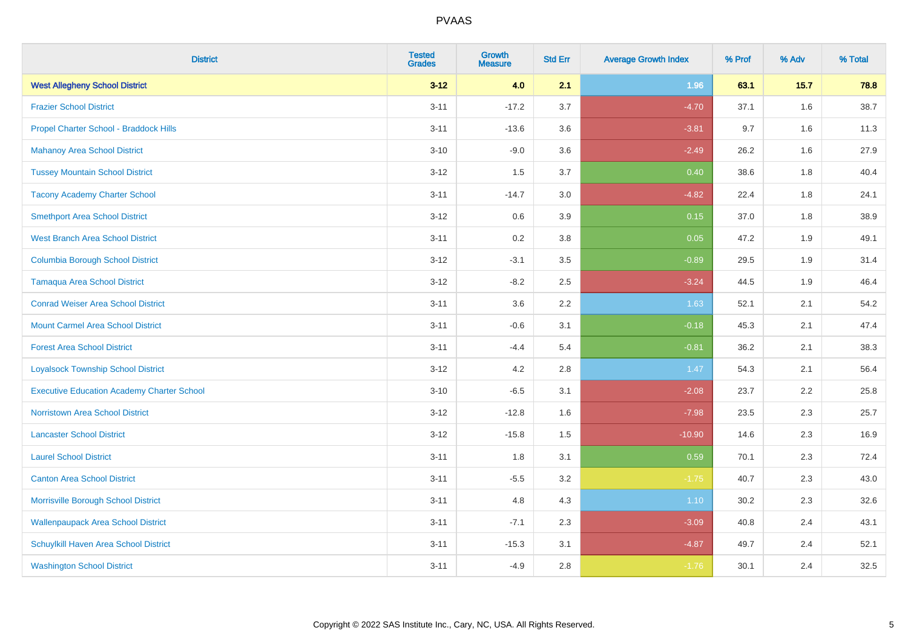| District | Tested Grades | Growth Measure | Std Err | Average Growth Index | % Prof | % Adv | % Total |
|---|---|---|---|---|---|---|---|
| **West Allegheny School District** | **3-12** | **4.0** | **2.1** | **1.96** | **63.1** | **15.7** | **78.8** |
| Frazier School District | 3-11 | -17.2 | 3.7 | -4.70 | 37.1 | 1.6 | 38.7 |
| Propel Charter School - Braddock Hills | 3-11 | -13.6 | 3.6 | -3.81 | 9.7 | 1.6 | 11.3 |
| Mahanoy Area School District | 3-10 | -9.0 | 3.6 | -2.49 | 26.2 | 1.6 | 27.9 |
| Tussey Mountain School District | 3-12 | 1.5 | 3.7 | 0.40 | 38.6 | 1.8 | 40.4 |
| Tacony Academy Charter School | 3-11 | -14.7 | 3.0 | -4.82 | 22.4 | 1.8 | 24.1 |
| Smethport Area School District | 3-12 | 0.6 | 3.9 | 0.15 | 37.0 | 1.8 | 38.9 |
| West Branch Area School District | 3-11 | 0.2 | 3.8 | 0.05 | 47.2 | 1.9 | 49.1 |
| Columbia Borough School District | 3-12 | -3.1 | 3.5 | -0.89 | 29.5 | 1.9 | 31.4 |
| Tamaqua Area School District | 3-12 | -8.2 | 2.5 | -3.24 | 44.5 | 1.9 | 46.4 |
| Conrad Weiser Area School District | 3-11 | 3.6 | 2.2 | 1.63 | 52.1 | 2.1 | 54.2 |
| Mount Carmel Area School District | 3-11 | -0.6 | 3.1 | -0.18 | 45.3 | 2.1 | 47.4 |
| Forest Area School District | 3-11 | -4.4 | 5.4 | -0.81 | 36.2 | 2.1 | 38.3 |
| Loyalsock Township School District | 3-12 | 4.2 | 2.8 | 1.47 | 54.3 | 2.1 | 56.4 |
| Executive Education Academy Charter School | 3-10 | -6.5 | 3.1 | -2.08 | 23.7 | 2.2 | 25.8 |
| Norristown Area School District | 3-12 | -12.8 | 1.6 | -7.98 | 23.5 | 2.3 | 25.7 |
| Lancaster School District | 3-12 | -15.8 | 1.5 | -10.90 | 14.6 | 2.3 | 16.9 |
| Laurel School District | 3-11 | 1.8 | 3.1 | 0.59 | 70.1 | 2.3 | 72.4 |
| Canton Area School District | 3-11 | -5.5 | 3.2 | -1.75 | 40.7 | 2.3 | 43.0 |
| Morrisville Borough School District | 3-11 | 4.8 | 4.3 | 1.10 | 30.2 | 2.3 | 32.6 |
| Wallenpaupack Area School District | 3-11 | -7.1 | 2.3 | -3.09 | 40.8 | 2.4 | 43.1 |
| Schuylkill Haven Area School District | 3-11 | -15.3 | 3.1 | -4.87 | 49.7 | 2.4 | 52.1 |
| Washington School District | 3-11 | -4.9 | 2.8 | -1.76 | 30.1 | 2.4 | 32.5 |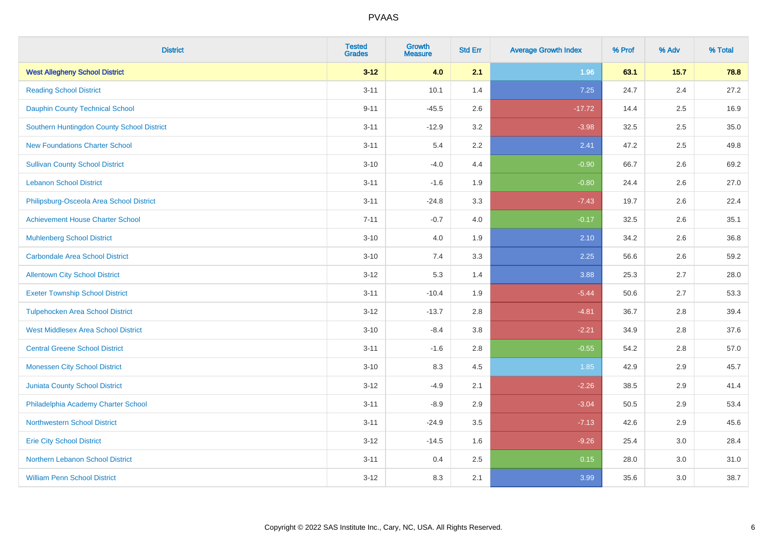| District | Tested Grades | Growth Measure | Std Err | Average Growth Index | % Prof | % Adv | % Total |
|---|---|---|---|---|---|---|---|
| **West Allegheny School District** | **3-12** | **4.0** | **2.1** | **1.96** | **63.1** | **15.7** | **78.8** |
| Reading School District | 3-11 | 10.1 | 1.4 | 7.25 | 24.7 | 2.4 | 27.2 |
| Dauphin County Technical School | 9-11 | -45.5 | 2.6 | -17.72 | 14.4 | 2.5 | 16.9 |
| Southern Huntingdon County School District | 3-11 | -12.9 | 3.2 | -3.98 | 32.5 | 2.5 | 35.0 |
| New Foundations Charter School | 3-11 | 5.4 | 2.2 | 2.41 | 47.2 | 2.5 | 49.8 |
| Sullivan County School District | 3-10 | -4.0 | 4.4 | -0.90 | 66.7 | 2.6 | 69.2 |
| Lebanon School District | 3-11 | -1.6 | 1.9 | -0.80 | 24.4 | 2.6 | 27.0 |
| Philipsburg-Osceola Area School District | 3-11 | -24.8 | 3.3 | -7.43 | 19.7 | 2.6 | 22.4 |
| Achievement House Charter School | 7-11 | -0.7 | 4.0 | -0.17 | 32.5 | 2.6 | 35.1 |
| Muhlenberg School District | 3-10 | 4.0 | 1.9 | 2.10 | 34.2 | 2.6 | 36.8 |
| Carbondale Area School District | 3-10 | 7.4 | 3.3 | 2.25 | 56.6 | 2.6 | 59.2 |
| Allentown City School District | 3-12 | 5.3 | 1.4 | 3.88 | 25.3 | 2.7 | 28.0 |
| Exeter Township School District | 3-11 | -10.4 | 1.9 | -5.44 | 50.6 | 2.7 | 53.3 |
| Tulpehocken Area School District | 3-12 | -13.7 | 2.8 | -4.81 | 36.7 | 2.8 | 39.4 |
| West Middlesex Area School District | 3-10 | -8.4 | 3.8 | -2.21 | 34.9 | 2.8 | 37.6 |
| Central Greene School District | 3-11 | -1.6 | 2.8 | -0.55 | 54.2 | 2.8 | 57.0 |
| Monessen City School District | 3-10 | 8.3 | 4.5 | 1.85 | 42.9 | 2.9 | 45.7 |
| Juniata County School District | 3-12 | -4.9 | 2.1 | -2.26 | 38.5 | 2.9 | 41.4 |
| Philadelphia Academy Charter School | 3-11 | -8.9 | 2.9 | -3.04 | 50.5 | 2.9 | 53.4 |
| Northwestern School District | 3-11 | -24.9 | 3.5 | -7.13 | 42.6 | 2.9 | 45.6 |
| Erie City School District | 3-12 | -14.5 | 1.6 | -9.26 | 25.4 | 3.0 | 28.4 |
| Northern Lebanon School District | 3-11 | 0.4 | 2.5 | 0.15 | 28.0 | 3.0 | 31.0 |
| William Penn School District | 3-12 | 8.3 | 2.1 | 3.99 | 35.6 | 3.0 | 38.7 |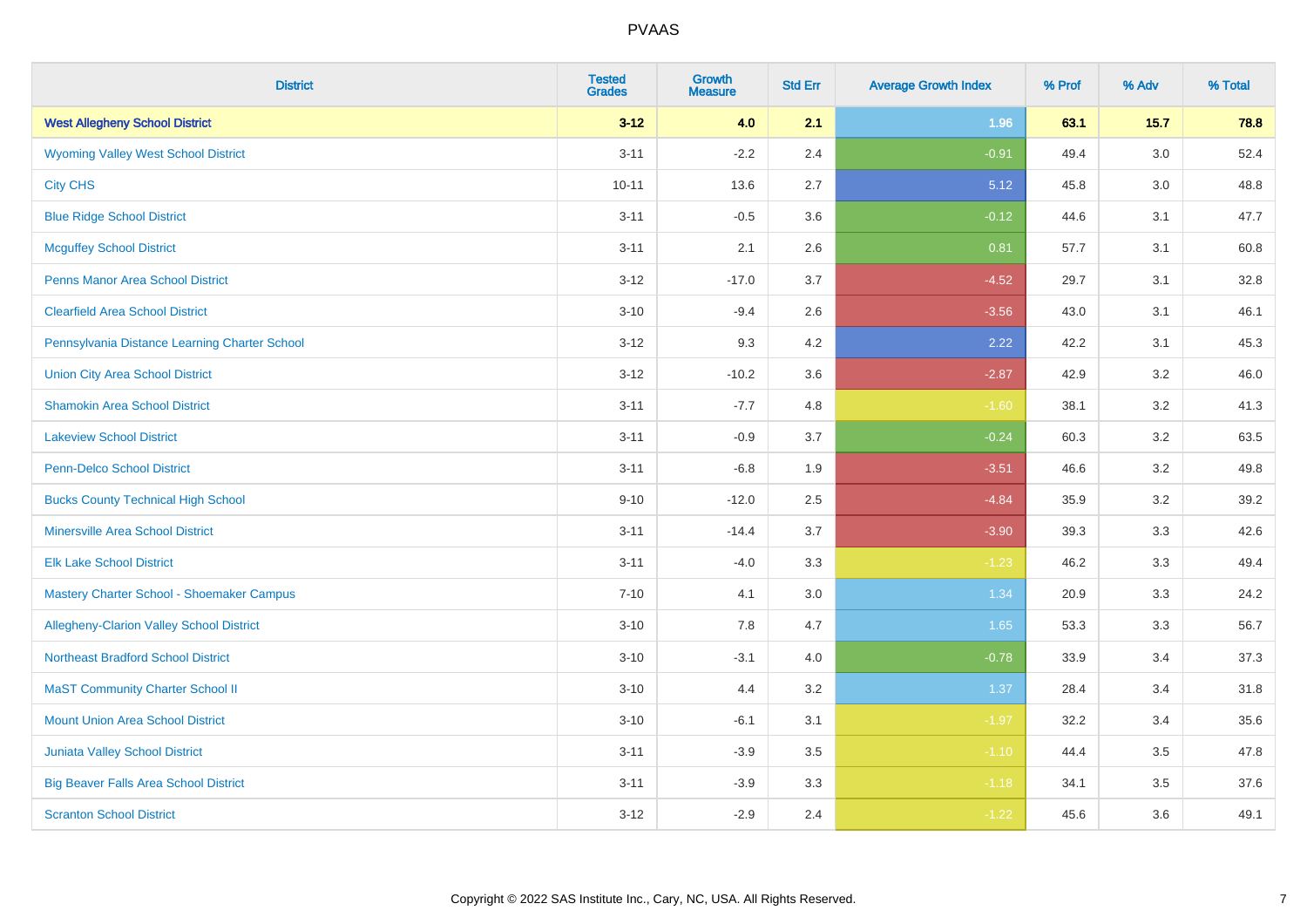| District | Tested Grades | Growth Measure | Std Err | Average Growth Index | % Prof | % Adv | % Total |
|---|---|---|---|---|---|---|---|
| **West Allegheny School District** | **3-12** | **4.0** | **2.1** | **1.96** | **63.1** | **15.7** | **78.8** |
| Wyoming Valley West School District | 3-11 | -2.2 | 2.4 | -0.91 | 49.4 | 3.0 | 52.4 |
| City CHS | 10-11 | 13.6 | 2.7 | 5.12 | 45.8 | 3.0 | 48.8 |
| Blue Ridge School District | 3-11 | -0.5 | 3.6 | -0.12 | 44.6 | 3.1 | 47.7 |
| Mcguffey School District | 3-11 | 2.1 | 2.6 | 0.81 | 57.7 | 3.1 | 60.8 |
| Penns Manor Area School District | 3-12 | -17.0 | 3.7 | -4.52 | 29.7 | 3.1 | 32.8 |
| Clearfield Area School District | 3-10 | -9.4 | 2.6 | -3.56 | 43.0 | 3.1 | 46.1 |
| Pennsylvania Distance Learning Charter School | 3-12 | 9.3 | 4.2 | 2.22 | 42.2 | 3.1 | 45.3 |
| Union City Area School District | 3-12 | -10.2 | 3.6 | -2.87 | 42.9 | 3.2 | 46.0 |
| Shamokin Area School District | 3-11 | -7.7 | 4.8 | -1.60 | 38.1 | 3.2 | 41.3 |
| Lakeview School District | 3-11 | -0.9 | 3.7 | -0.24 | 60.3 | 3.2 | 63.5 |
| Penn-Delco School District | 3-11 | -6.8 | 1.9 | -3.51 | 46.6 | 3.2 | 49.8 |
| Bucks County Technical High School | 9-10 | -12.0 | 2.5 | -4.84 | 35.9 | 3.2 | 39.2 |
| Minersville Area School District | 3-11 | -14.4 | 3.7 | -3.90 | 39.3 | 3.3 | 42.6 |
| Elk Lake School District | 3-11 | -4.0 | 3.3 | -1.23 | 46.2 | 3.3 | 49.4 |
| Mastery Charter School - Shoemaker Campus | 7-10 | 4.1 | 3.0 | 1.34 | 20.9 | 3.3 | 24.2 |
| Allegheny-Clarion Valley School District | 3-10 | 7.8 | 4.7 | 1.65 | 53.3 | 3.3 | 56.7 |
| Northeast Bradford School District | 3-10 | -3.1 | 4.0 | -0.78 | 33.9 | 3.4 | 37.3 |
| MaST Community Charter School II | 3-10 | 4.4 | 3.2 | 1.37 | 28.4 | 3.4 | 31.8 |
| Mount Union Area School District | 3-10 | -6.1 | 3.1 | -1.97 | 32.2 | 3.4 | 35.6 |
| Juniata Valley School District | 3-11 | -3.9 | 3.5 | -1.10 | 44.4 | 3.5 | 47.8 |
| Big Beaver Falls Area School District | 3-11 | -3.9 | 3.3 | -1.18 | 34.1 | 3.5 | 37.6 |
| Scranton School District | 3-12 | -2.9 | 2.4 | -1.22 | 45.6 | 3.6 | 49.1 |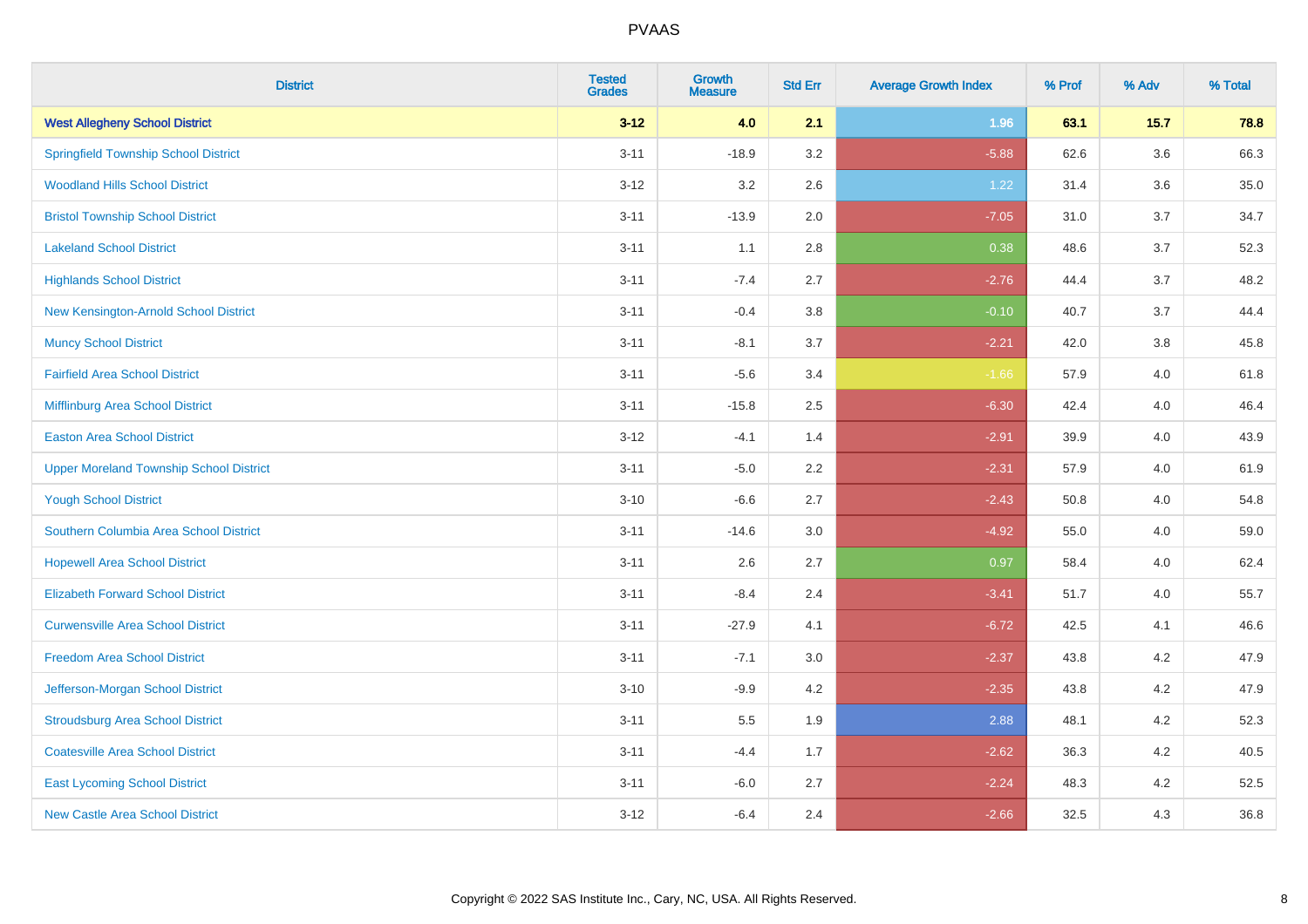# PVAAS

| District | Tested Grades | Growth Measure | Std Err | Average Growth Index | % Prof | % Adv | % Total |
|---|---|---|---|---|---|---|---|
| **West Allegheny School District** | **3-12** | **4.0** | **2.1** | **1.96** | **63.1** | **15.7** | **78.8** |
| Springfield Township School District | 3-11 | -18.9 | 3.2 | -5.88 | 62.6 | 3.6 | 66.3 |
| Woodland Hills School District | 3-12 | 3.2 | 2.6 | 1.22 | 31.4 | 3.6 | 35.0 |
| Bristol Township School District | 3-11 | -13.9 | 2.0 | -7.05 | 31.0 | 3.7 | 34.7 |
| Lakeland School District | 3-11 | 1.1 | 2.8 | 0.38 | 48.6 | 3.7 | 52.3 |
| Highlands School District | 3-11 | -7.4 | 2.7 | -2.76 | 44.4 | 3.7 | 48.2 |
| New Kensington-Arnold School District | 3-11 | -0.4 | 3.8 | -0.10 | 40.7 | 3.7 | 44.4 |
| Muncy School District | 3-11 | -8.1 | 3.7 | -2.21 | 42.0 | 3.8 | 45.8 |
| Fairfield Area School District | 3-11 | -5.6 | 3.4 | -1.66 | 57.9 | 4.0 | 61.8 |
| Mifflinburg Area School District | 3-11 | -15.8 | 2.5 | -6.30 | 42.4 | 4.0 | 46.4 |
| Easton Area School District | 3-12 | -4.1 | 1.4 | -2.91 | 39.9 | 4.0 | 43.9 |
| Upper Moreland Township School District | 3-11 | -5.0 | 2.2 | -2.31 | 57.9 | 4.0 | 61.9 |
| Yough School District | 3-10 | -6.6 | 2.7 | -2.43 | 50.8 | 4.0 | 54.8 |
| Southern Columbia Area School District | 3-11 | -14.6 | 3.0 | -4.92 | 55.0 | 4.0 | 59.0 |
| Hopewell Area School District | 3-11 | 2.6 | 2.7 | 0.97 | 58.4 | 4.0 | 62.4 |
| Elizabeth Forward School District | 3-11 | -8.4 | 2.4 | -3.41 | 51.7 | 4.0 | 55.7 |
| Curwensville Area School District | 3-11 | -27.9 | 4.1 | -6.72 | 42.5 | 4.1 | 46.6 |
| Freedom Area School District | 3-11 | -7.1 | 3.0 | -2.37 | 43.8 | 4.2 | 47.9 |
| Jefferson-Morgan School District | 3-10 | -9.9 | 4.2 | -2.35 | 43.8 | 4.2 | 47.9 |
| Stroudsburg Area School District | 3-11 | 5.5 | 1.9 | 2.88 | 48.1 | 4.2 | 52.3 |
| Coatesville Area School District | 3-11 | -4.4 | 1.7 | -2.62 | 36.3 | 4.2 | 40.5 |
| East Lycoming School District | 3-11 | -6.0 | 2.7 | -2.24 | 48.3 | 4.2 | 52.5 |
| New Castle Area School District | 3-12 | -6.4 | 2.4 | -2.66 | 32.5 | 4.3 | 36.8 |

Copyright © 2022 SAS Institute Inc., Cary, NC, USA. All Rights Reserved.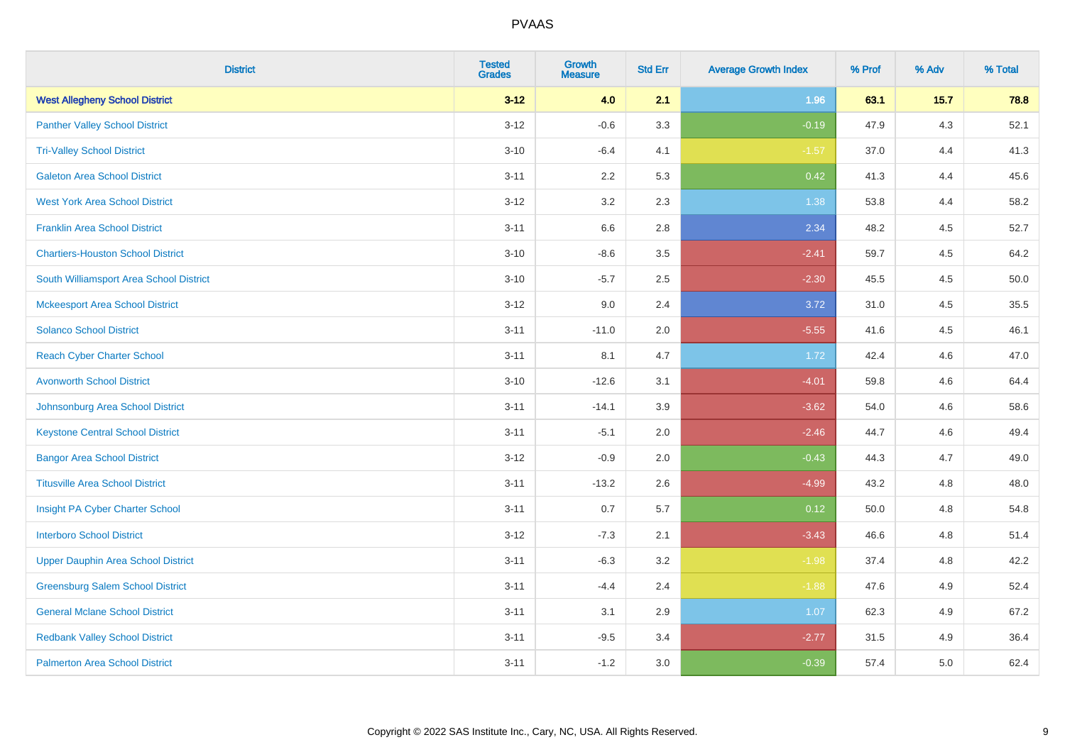# PVAAS

| District | Tested Grades | Growth Measure | Std Err | Average Growth Index | % Prof | % Adv | % Total |
|---|---|---|---|---|---|---|---|
| **West Allegheny School District** | **3-12** | **4.0** | **2.1** | **1.96** | **63.1** | **15.7** | **78.8** |
| Panther Valley School District | 3-12 | -0.6 | 3.3 | -0.19 | 47.9 | 4.3 | 52.1 |
| Tri-Valley School District | 3-10 | -6.4 | 4.1 | -1.57 | 37.0 | 4.4 | 41.3 |
| Galeton Area School District | 3-11 | 2.2 | 5.3 | 0.42 | 41.3 | 4.4 | 45.6 |
| West York Area School District | 3-12 | 3.2 | 2.3 | 1.38 | 53.8 | 4.4 | 58.2 |
| Franklin Area School District | 3-11 | 6.6 | 2.8 | 2.34 | 48.2 | 4.5 | 52.7 |
| Chartiers-Houston School District | 3-10 | -8.6 | 3.5 | -2.41 | 59.7 | 4.5 | 64.2 |
| South Williamsport Area School District | 3-10 | -5.7 | 2.5 | -2.30 | 45.5 | 4.5 | 50.0 |
| Mckeesport Area School District | 3-12 | 9.0 | 2.4 | 3.72 | 31.0 | 4.5 | 35.5 |
| Solanco School District | 3-11 | -11.0 | 2.0 | -5.55 | 41.6 | 4.5 | 46.1 |
| Reach Cyber Charter School | 3-11 | 8.1 | 4.7 | 1.72 | 42.4 | 4.6 | 47.0 |
| Avonworth School District | 3-10 | -12.6 | 3.1 | -4.01 | 59.8 | 4.6 | 64.4 |
| Johnsonburg Area School District | 3-11 | -14.1 | 3.9 | -3.62 | 54.0 | 4.6 | 58.6 |
| Keystone Central School District | 3-11 | -5.1 | 2.0 | -2.46 | 44.7 | 4.6 | 49.4 |
| Bangor Area School District | 3-12 | -0.9 | 2.0 | -0.43 | 44.3 | 4.7 | 49.0 |
| Titusville Area School District | 3-11 | -13.2 | 2.6 | -4.99 | 43.2 | 4.8 | 48.0 |
| Insight PA Cyber Charter School | 3-11 | 0.7 | 5.7 | 0.12 | 50.0 | 4.8 | 54.8 |
| Interboro School District | 3-12 | -7.3 | 2.1 | -3.43 | 46.6 | 4.8 | 51.4 |
| Upper Dauphin Area School District | 3-11 | -6.3 | 3.2 | -1.98 | 37.4 | 4.8 | 42.2 |
| Greensburg Salem School District | 3-11 | -4.4 | 2.4 | -1.88 | 47.6 | 4.9 | 52.4 |
| General Mclane School District | 3-11 | 3.1 | 2.9 | 1.07 | 62.3 | 4.9 | 67.2 |
| Redbank Valley School District | 3-11 | -9.5 | 3.4 | -2.77 | 31.5 | 4.9 | 36.4 |
| Palmerton Area School District | 3-11 | -1.2 | 3.0 | -0.39 | 57.4 | 5.0 | 62.4 |

Copyright © 2022 SAS Institute Inc., Cary, NC, USA. All Rights Reserved.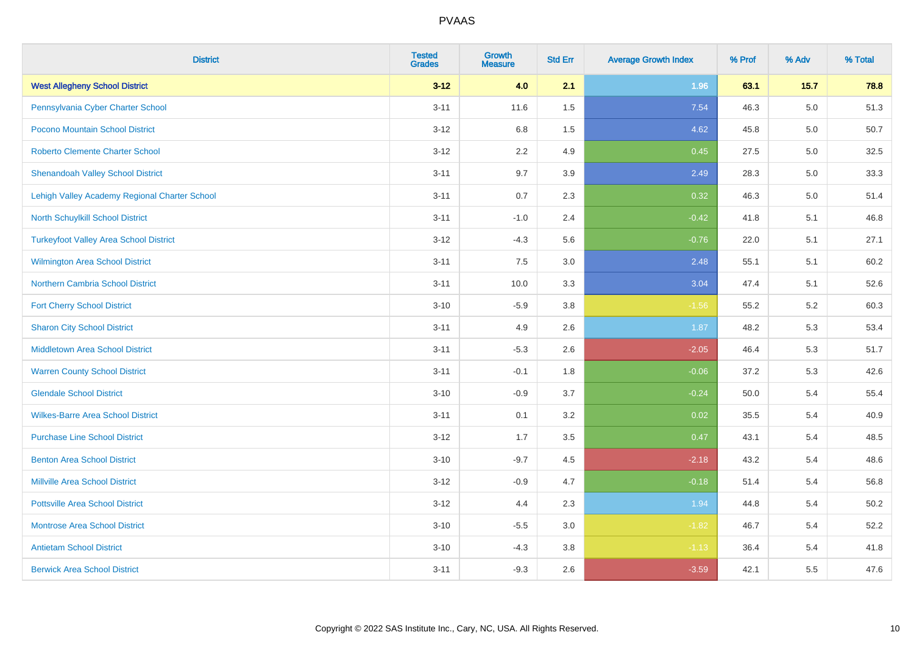# PVAAS

| District | Tested Grades | Growth Measure | Std Err | Average Growth Index | % Prof | % Adv | % Total |
|---|---|---|---|---|---|---|---|
| **West Allegheny School District** | **3-12** | **4.0** | **2.1** | **1.96** | **63.1** | **15.7** | **78.8** |
| Pennsylvania Cyber Charter School | 3-11 | 11.6 | 1.5 | 7.54 | 46.3 | 5.0 | 51.3 |
| Pocono Mountain School District | 3-12 | 6.8 | 1.5 | 4.62 | 45.8 | 5.0 | 50.7 |
| Roberto Clemente Charter School | 3-12 | 2.2 | 4.9 | 0.45 | 27.5 | 5.0 | 32.5 |
| Shenandoah Valley School District | 3-11 | 9.7 | 3.9 | 2.49 | 28.3 | 5.0 | 33.3 |
| Lehigh Valley Academy Regional Charter School | 3-11 | 0.7 | 2.3 | 0.32 | 46.3 | 5.0 | 51.4 |
| North Schuylkill School District | 3-11 | -1.0 | 2.4 | -0.42 | 41.8 | 5.1 | 46.8 |
| Turkeyfoot Valley Area School District | 3-12 | -4.3 | 5.6 | -0.76 | 22.0 | 5.1 | 27.1 |
| Wilmington Area School District | 3-11 | 7.5 | 3.0 | 2.48 | 55.1 | 5.1 | 60.2 |
| Northern Cambria School District | 3-11 | 10.0 | 3.3 | 3.04 | 47.4 | 5.1 | 52.6 |
| Fort Cherry School District | 3-10 | -5.9 | 3.8 | -1.56 | 55.2 | 5.2 | 60.3 |
| Sharon City School District | 3-11 | 4.9 | 2.6 | 1.87 | 48.2 | 5.3 | 53.4 |
| Middletown Area School District | 3-11 | -5.3 | 2.6 | -2.05 | 46.4 | 5.3 | 51.7 |
| Warren County School District | 3-11 | -0.1 | 1.8 | -0.06 | 37.2 | 5.3 | 42.6 |
| Glendale School District | 3-10 | -0.9 | 3.7 | -0.24 | 50.0 | 5.4 | 55.4 |
| Wilkes-Barre Area School District | 3-11 | 0.1 | 3.2 | 0.02 | 35.5 | 5.4 | 40.9 |
| Purchase Line School District | 3-12 | 1.7 | 3.5 | 0.47 | 43.1 | 5.4 | 48.5 |
| Benton Area School District | 3-10 | -9.7 | 4.5 | -2.18 | 43.2 | 5.4 | 48.6 |
| Millville Area School District | 3-12 | -0.9 | 4.7 | -0.18 | 51.4 | 5.4 | 56.8 |
| Pottsville Area School District | 3-12 | 4.4 | 2.3 | 1.94 | 44.8 | 5.4 | 50.2 |
| Montrose Area School District | 3-10 | -5.5 | 3.0 | -1.82 | 46.7 | 5.4 | 52.2 |
| Antietam School District | 3-10 | -4.3 | 3.8 | -1.13 | 36.4 | 5.4 | 41.8 |
| Berwick Area School District | 3-11 | -9.3 | 2.6 | -3.59 | 42.1 | 5.5 | 47.6 |

Copyright © 2022 SAS Institute Inc., Cary, NC, USA. All Rights Reserved.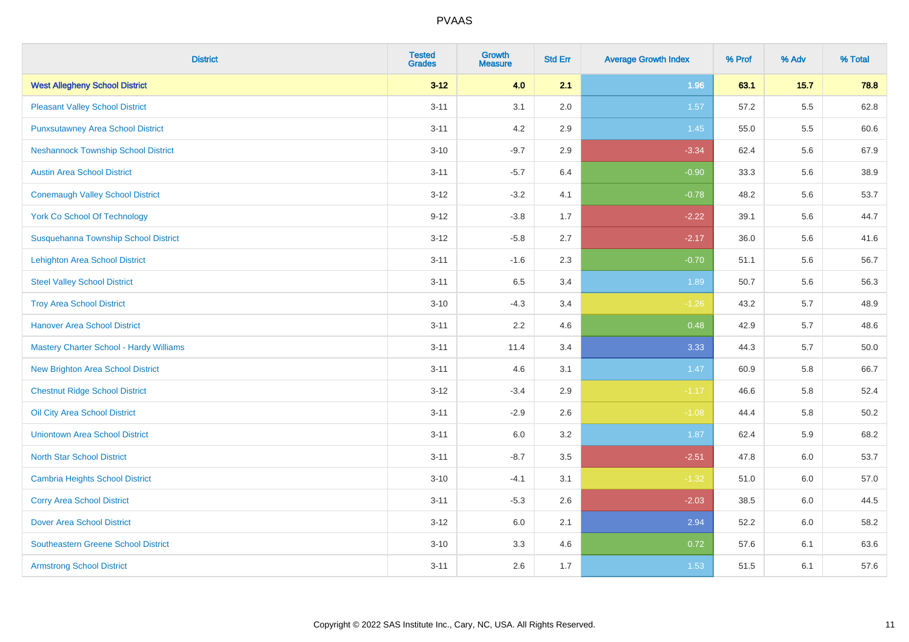| District | Tested Grades | Growth Measure | Std Err | Average Growth Index | % Prof | % Adv | % Total |
|---|---|---|---|---|---|---|---|
| **West Allegheny School District** | **3-12** | **4.0** | **2.1** | **1.96** | **63.1** | **15.7** | **78.8** |
| Pleasant Valley School District | 3-11 | 3.1 | 2.0 | 1.57 | 57.2 | 5.5 | 62.8 |
| Punxsutawney Area School District | 3-11 | 4.2 | 2.9 | 1.45 | 55.0 | 5.5 | 60.6 |
| Neshannock Township School District | 3-10 | -9.7 | 2.9 | -3.34 | 62.4 | 5.6 | 67.9 |
| Austin Area School District | 3-11 | -5.7 | 6.4 | -0.90 | 33.3 | 5.6 | 38.9 |
| Conemaugh Valley School District | 3-12 | -3.2 | 4.1 | -0.78 | 48.2 | 5.6 | 53.7 |
| York Co School Of Technology | 9-12 | -3.8 | 1.7 | -2.22 | 39.1 | 5.6 | 44.7 |
| Susquehanna Township School District | 3-12 | -5.8 | 2.7 | -2.17 | 36.0 | 5.6 | 41.6 |
| Lehighton Area School District | 3-11 | -1.6 | 2.3 | -0.70 | 51.1 | 5.6 | 56.7 |
| Steel Valley School District | 3-11 | 6.5 | 3.4 | 1.89 | 50.7 | 5.6 | 56.3 |
| Troy Area School District | 3-10 | -4.3 | 3.4 | -1.26 | 43.2 | 5.7 | 48.9 |
| Hanover Area School District | 3-11 | 2.2 | 4.6 | 0.48 | 42.9 | 5.7 | 48.6 |
| Mastery Charter School - Hardy Williams | 3-11 | 11.4 | 3.4 | 3.33 | 44.3 | 5.7 | 50.0 |
| New Brighton Area School District | 3-11 | 4.6 | 3.1 | 1.47 | 60.9 | 5.8 | 66.7 |
| Chestnut Ridge School District | 3-12 | -3.4 | 2.9 | -1.17 | 46.6 | 5.8 | 52.4 |
| Oil City Area School District | 3-11 | -2.9 | 2.6 | -1.08 | 44.4 | 5.8 | 50.2 |
| Uniontown Area School District | 3-11 | 6.0 | 3.2 | 1.87 | 62.4 | 5.9 | 68.2 |
| North Star School District | 3-11 | -8.7 | 3.5 | -2.51 | 47.8 | 6.0 | 53.7 |
| Cambria Heights School District | 3-10 | -4.1 | 3.1 | -1.32 | 51.0 | 6.0 | 57.0 |
| Corry Area School District | 3-11 | -5.3 | 2.6 | -2.03 | 38.5 | 6.0 | 44.5 |
| Dover Area School District | 3-12 | 6.0 | 2.1 | 2.94 | 52.2 | 6.0 | 58.2 |
| Southeastern Greene School District | 3-10 | 3.3 | 4.6 | 0.72 | 57.6 | 6.1 | 63.6 |
| Armstrong School District | 3-11 | 2.6 | 1.7 | 1.53 | 51.5 | 6.1 | 57.6 |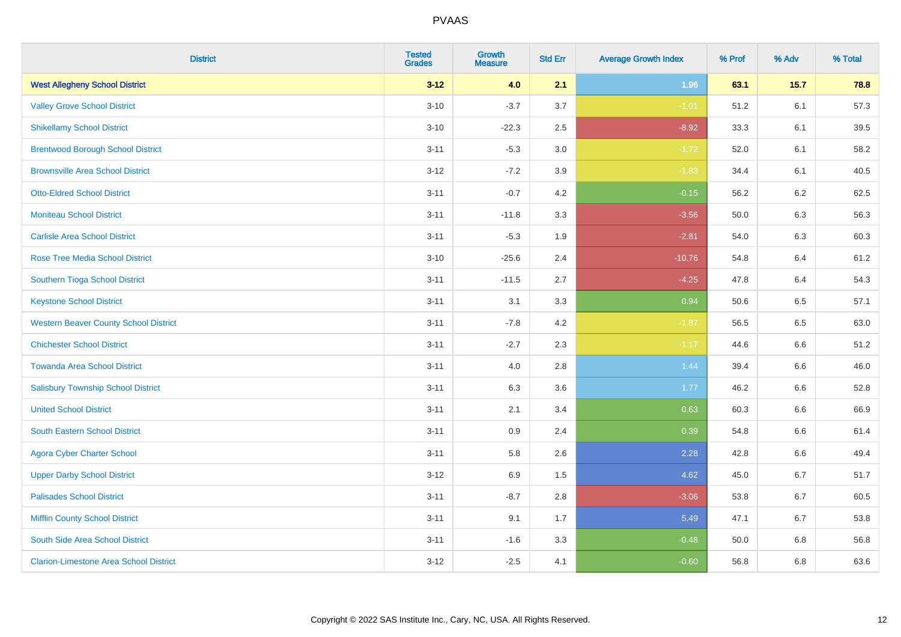# PVAAS

| District | Tested Grades | Growth Measure | Std Err | Average Growth Index | % Prof | % Adv | % Total |
|---|---|---|---|---|---|---|---|
| **West Allegheny School District** | **3-12** | **4.0** | **2.1** | **1.96** | **63.1** | **15.7** | **78.8** |
| Valley Grove School District | 3-10 | -3.7 | 3.7 | -1.01 | 51.2 | 6.1 | 57.3 |
| Shikellamy School District | 3-10 | -22.3 | 2.5 | -8.92 | 33.3 | 6.1 | 39.5 |
| Brentwood Borough School District | 3-11 | -5.3 | 3.0 | -1.72 | 52.0 | 6.1 | 58.2 |
| Brownsville Area School District | 3-12 | -7.2 | 3.9 | -1.83 | 34.4 | 6.1 | 40.5 |
| Otto-Eldred School District | 3-11 | -0.7 | 4.2 | -0.15 | 56.2 | 6.2 | 62.5 |
| Moniteau School District | 3-11 | -11.8 | 3.3 | -3.56 | 50.0 | 6.3 | 56.3 |
| Carlisle Area School District | 3-11 | -5.3 | 1.9 | -2.81 | 54.0 | 6.3 | 60.3 |
| Rose Tree Media School District | 3-10 | -25.6 | 2.4 | -10.76 | 54.8 | 6.4 | 61.2 |
| Southern Tioga School District | 3-11 | -11.5 | 2.7 | -4.25 | 47.8 | 6.4 | 54.3 |
| Keystone School District | 3-11 | 3.1 | 3.3 | 0.94 | 50.6 | 6.5 | 57.1 |
| Western Beaver County School District | 3-11 | -7.8 | 4.2 | -1.87 | 56.5 | 6.5 | 63.0 |
| Chichester School District | 3-11 | -2.7 | 2.3 | -1.17 | 44.6 | 6.6 | 51.2 |
| Towanda Area School District | 3-11 | 4.0 | 2.8 | 1.44 | 39.4 | 6.6 | 46.0 |
| Salisbury Township School District | 3-11 | 6.3 | 3.6 | 1.77 | 46.2 | 6.6 | 52.8 |
| United School District | 3-11 | 2.1 | 3.4 | 0.63 | 60.3 | 6.6 | 66.9 |
| South Eastern School District | 3-11 | 0.9 | 2.4 | 0.39 | 54.8 | 6.6 | 61.4 |
| Agora Cyber Charter School | 3-11 | 5.8 | 2.6 | 2.28 | 42.8 | 6.6 | 49.4 |
| Upper Darby School District | 3-12 | 6.9 | 1.5 | 4.62 | 45.0 | 6.7 | 51.7 |
| Palisades School District | 3-11 | -8.7 | 2.8 | -3.06 | 53.8 | 6.7 | 60.5 |
| Mifflin County School District | 3-11 | 9.1 | 1.7 | 5.49 | 47.1 | 6.7 | 53.8 |
| South Side Area School District | 3-11 | -1.6 | 3.3 | -0.48 | 50.0 | 6.8 | 56.8 |
| Clarion-Limestone Area School District | 3-12 | -2.5 | 4.1 | -0.60 | 56.8 | 6.8 | 63.6 |

Copyright © 2022 SAS Institute Inc., Cary, NC, USA. All Rights Reserved.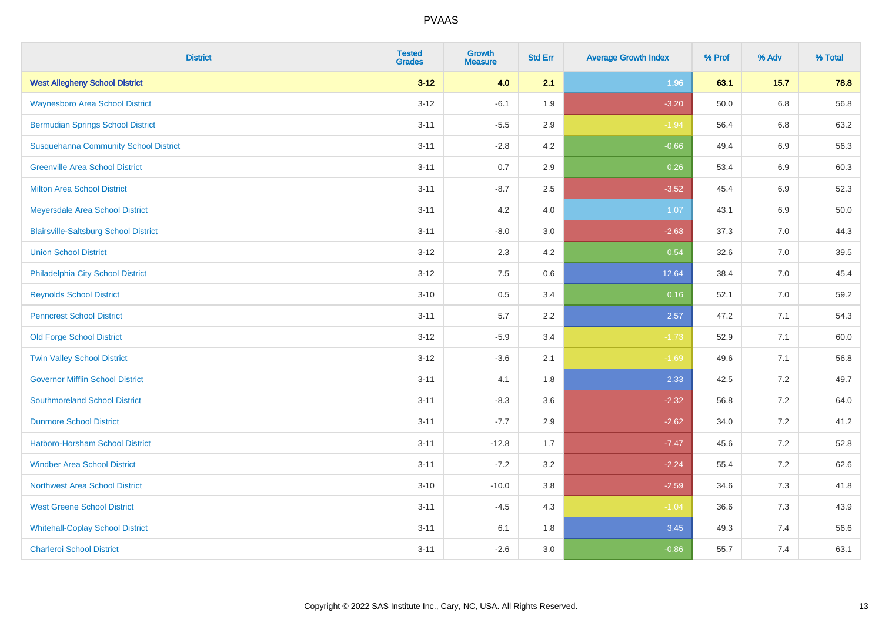PVAAS

| District | Tested Grades | Growth Measure | Std Err | Average Growth Index | % Prof | % Adv | % Total |
|---|---|---|---|---|---|---|---|
| **West Allegheny School District** | **3-12** | **4.0** | **2.1** | **1.96** | **63.1** | **15.7** | **78.8** |
| Waynesboro Area School District | 3-12 | -6.1 | 1.9 | -3.20 | 50.0 | 6.8 | 56.8 |
| Bermudian Springs School District | 3-11 | -5.5 | 2.9 | -1.94 | 56.4 | 6.8 | 63.2 |
| Susquehanna Community School District | 3-11 | -2.8 | 4.2 | -0.66 | 49.4 | 6.9 | 56.3 |
| Greenville Area School District | 3-11 | 0.7 | 2.9 | 0.26 | 53.4 | 6.9 | 60.3 |
| Milton Area School District | 3-11 | -8.7 | 2.5 | -3.52 | 45.4 | 6.9 | 52.3 |
| Meyersdale Area School District | 3-11 | 4.2 | 4.0 | 1.07 | 43.1 | 6.9 | 50.0 |
| Blairsville-Saltsburg School District | 3-11 | -8.0 | 3.0 | -2.68 | 37.3 | 7.0 | 44.3 |
| Union School District | 3-12 | 2.3 | 4.2 | 0.54 | 32.6 | 7.0 | 39.5 |
| Philadelphia City School District | 3-12 | 7.5 | 0.6 | 12.64 | 38.4 | 7.0 | 45.4 |
| Reynolds School District | 3-10 | 0.5 | 3.4 | 0.16 | 52.1 | 7.0 | 59.2 |
| Penncrest School District | 3-11 | 5.7 | 2.2 | 2.57 | 47.2 | 7.1 | 54.3 |
| Old Forge School District | 3-12 | -5.9 | 3.4 | -1.73 | 52.9 | 7.1 | 60.0 |
| Twin Valley School District | 3-12 | -3.6 | 2.1 | -1.69 | 49.6 | 7.1 | 56.8 |
| Governor Mifflin School District | 3-11 | 4.1 | 1.8 | 2.33 | 42.5 | 7.2 | 49.7 |
| Southmoreland School District | 3-11 | -8.3 | 3.6 | -2.32 | 56.8 | 7.2 | 64.0 |
| Dunmore School District | 3-11 | -7.7 | 2.9 | -2.62 | 34.0 | 7.2 | 41.2 |
| Hatboro-Horsham School District | 3-11 | -12.8 | 1.7 | -7.47 | 45.6 | 7.2 | 52.8 |
| Windber Area School District | 3-11 | -7.2 | 3.2 | -2.24 | 55.4 | 7.2 | 62.6 |
| Northwest Area School District | 3-10 | -10.0 | 3.8 | -2.59 | 34.6 | 7.3 | 41.8 |
| West Greene School District | 3-11 | -4.5 | 4.3 | -1.04 | 36.6 | 7.3 | 43.9 |
| Whitehall-Coplay School District | 3-11 | 6.1 | 1.8 | 3.45 | 49.3 | 7.4 | 56.6 |
| Charleroi School District | 3-11 | -2.6 | 3.0 | -0.86 | 55.7 | 7.4 | 63.1 |

Copyright © 2022 SAS Institute Inc., Cary, NC, USA. All Rights Reserved.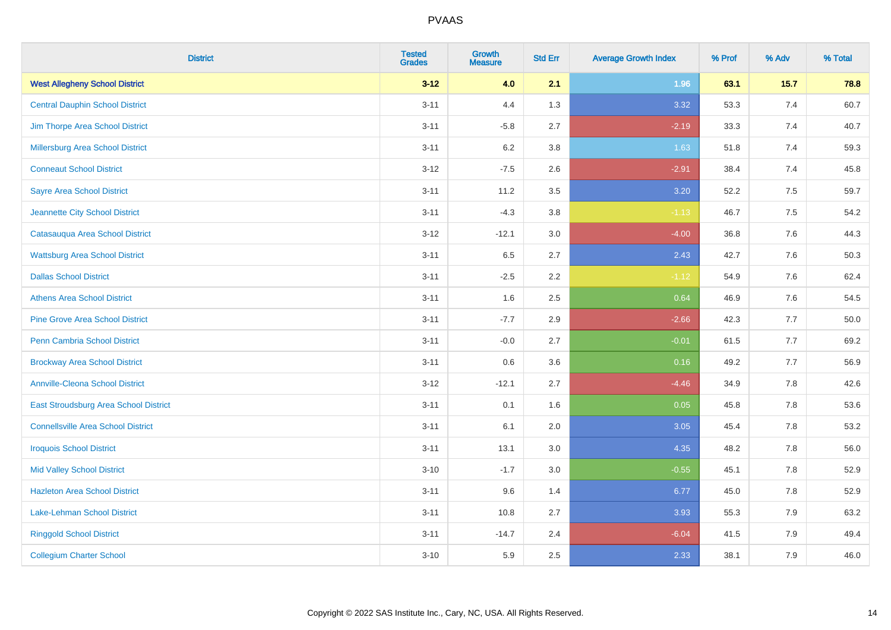| District | Tested Grades | Growth Measure | Std Err | Average Growth Index | % Prof | % Adv | % Total |
|---|---|---|---|---|---|---|---|
| **West Allegheny School District** | **3-12** | **4.0** | **2.1** | **1.96** | **63.1** | **15.7** | **78.8** |
| Central Dauphin School District | 3-11 | 4.4 | 1.3 | 3.32 | 53.3 | 7.4 | 60.7 |
| Jim Thorpe Area School District | 3-11 | -5.8 | 2.7 | -2.19 | 33.3 | 7.4 | 40.7 |
| Millersburg Area School District | 3-11 | 6.2 | 3.8 | 1.63 | 51.8 | 7.4 | 59.3 |
| Conneaut School District | 3-12 | -7.5 | 2.6 | -2.91 | 38.4 | 7.4 | 45.8 |
| Sayre Area School District | 3-11 | 11.2 | 3.5 | 3.20 | 52.2 | 7.5 | 59.7 |
| Jeannette City School District | 3-11 | -4.3 | 3.8 | -1.13 | 46.7 | 7.5 | 54.2 |
| Catasauqua Area School District | 3-12 | -12.1 | 3.0 | -4.00 | 36.8 | 7.6 | 44.3 |
| Wattsburg Area School District | 3-11 | 6.5 | 2.7 | 2.43 | 42.7 | 7.6 | 50.3 |
| Dallas School District | 3-11 | -2.5 | 2.2 | -1.12 | 54.9 | 7.6 | 62.4 |
| Athens Area School District | 3-11 | 1.6 | 2.5 | 0.64 | 46.9 | 7.6 | 54.5 |
| Pine Grove Area School District | 3-11 | -7.7 | 2.9 | -2.66 | 42.3 | 7.7 | 50.0 |
| Penn Cambria School District | 3-11 | -0.0 | 2.7 | -0.01 | 61.5 | 7.7 | 69.2 |
| Brockway Area School District | 3-11 | 0.6 | 3.6 | 0.16 | 49.2 | 7.7 | 56.9 |
| Annville-Cleona School District | 3-12 | -12.1 | 2.7 | -4.46 | 34.9 | 7.8 | 42.6 |
| East Stroudsburg Area School District | 3-11 | 0.1 | 1.6 | 0.05 | 45.8 | 7.8 | 53.6 |
| Connellsville Area School District | 3-11 | 6.1 | 2.0 | 3.05 | 45.4 | 7.8 | 53.2 |
| Iroquois School District | 3-11 | 13.1 | 3.0 | 4.35 | 48.2 | 7.8 | 56.0 |
| Mid Valley School District | 3-10 | -1.7 | 3.0 | -0.55 | 45.1 | 7.8 | 52.9 |
| Hazleton Area School District | 3-11 | 9.6 | 1.4 | 6.77 | 45.0 | 7.8 | 52.9 |
| Lake-Lehman School District | 3-11 | 10.8 | 2.7 | 3.93 | 55.3 | 7.9 | 63.2 |
| Ringgold School District | 3-11 | -14.7 | 2.4 | -6.04 | 41.5 | 7.9 | 49.4 |
| Collegium Charter School | 3-10 | 5.9 | 2.5 | 2.33 | 38.1 | 7.9 | 46.0 |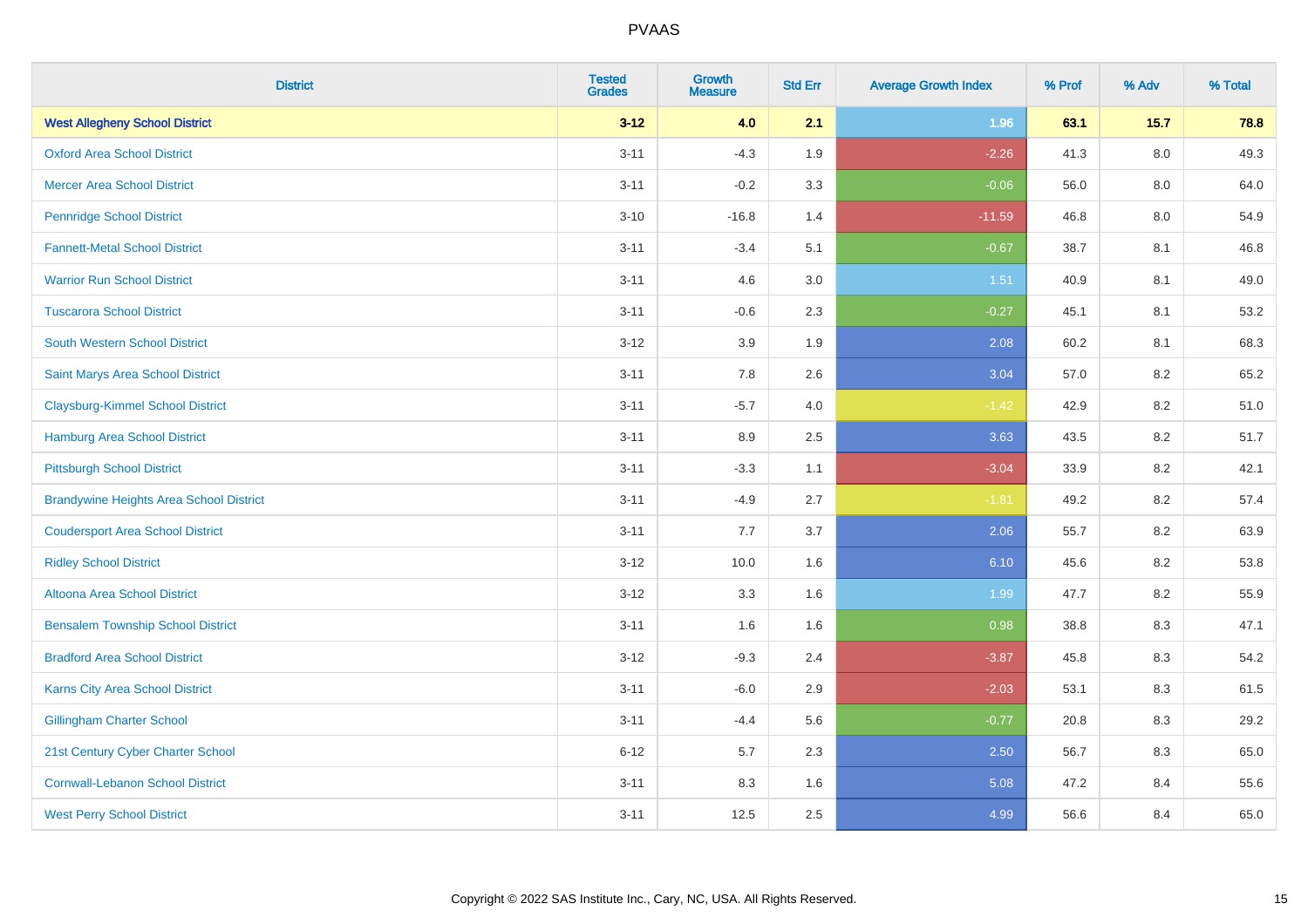| District | Tested Grades | Growth Measure | Std Err | Average Growth Index | % Prof | % Adv | % Total |
|---|---|---|---|---|---|---|---|
| **West Allegheny School District** | **3-12** | **4.0** | **2.1** | **1.96** | **63.1** | **15.7** | **78.8** |
| Oxford Area School District | 3-11 | -4.3 | 1.9 | -2.26 | 41.3 | 8.0 | 49.3 |
| Mercer Area School District | 3-11 | -0.2 | 3.3 | -0.06 | 56.0 | 8.0 | 64.0 |
| Pennridge School District | 3-10 | -16.8 | 1.4 | -11.59 | 46.8 | 8.0 | 54.9 |
| Fannett-Metal School District | 3-11 | -3.4 | 5.1 | -0.67 | 38.7 | 8.1 | 46.8 |
| Warrior Run School District | 3-11 | 4.6 | 3.0 | 1.51 | 40.9 | 8.1 | 49.0 |
| Tuscarora School District | 3-11 | -0.6 | 2.3 | -0.27 | 45.1 | 8.1 | 53.2 |
| South Western School District | 3-12 | 3.9 | 1.9 | 2.08 | 60.2 | 8.1 | 68.3 |
| Saint Marys Area School District | 3-11 | 7.8 | 2.6 | 3.04 | 57.0 | 8.2 | 65.2 |
| Claysburg-Kimmel School District | 3-11 | -5.7 | 4.0 | -1.42 | 42.9 | 8.2 | 51.0 |
| Hamburg Area School District | 3-11 | 8.9 | 2.5 | 3.63 | 43.5 | 8.2 | 51.7 |
| Pittsburgh School District | 3-11 | -3.3 | 1.1 | -3.04 | 33.9 | 8.2 | 42.1 |
| Brandywine Heights Area School District | 3-11 | -4.9 | 2.7 | -1.81 | 49.2 | 8.2 | 57.4 |
| Coudersport Area School District | 3-11 | 7.7 | 3.7 | 2.06 | 55.7 | 8.2 | 63.9 |
| Ridley School District | 3-12 | 10.0 | 1.6 | 6.10 | 45.6 | 8.2 | 53.8 |
| Altoona Area School District | 3-12 | 3.3 | 1.6 | 1.99 | 47.7 | 8.2 | 55.9 |
| Bensalem Township School District | 3-11 | 1.6 | 1.6 | 0.98 | 38.8 | 8.3 | 47.1 |
| Bradford Area School District | 3-12 | -9.3 | 2.4 | -3.87 | 45.8 | 8.3 | 54.2 |
| Karns City Area School District | 3-11 | -6.0 | 2.9 | -2.03 | 53.1 | 8.3 | 61.5 |
| Gillingham Charter School | 3-11 | -4.4 | 5.6 | -0.77 | 20.8 | 8.3 | 29.2 |
| 21st Century Cyber Charter School | 6-12 | 5.7 | 2.3 | 2.50 | 56.7 | 8.3 | 65.0 |
| Cornwall-Lebanon School District | 3-11 | 8.3 | 1.6 | 5.08 | 47.2 | 8.4 | 55.6 |
| West Perry School District | 3-11 | 12.5 | 2.5 | 4.99 | 56.6 | 8.4 | 65.0 |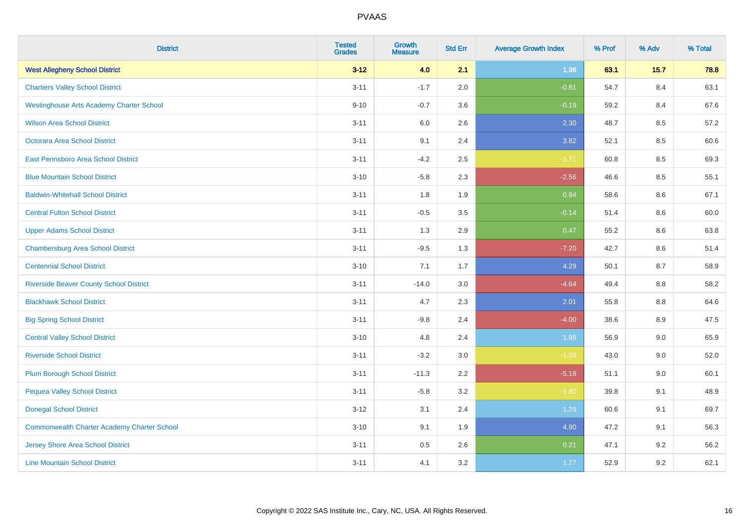| District | Tested Grades | Growth Measure | Std Err | Average Growth Index | % Prof | % Adv | % Total |
|---|---|---|---|---|---|---|---|
| **West Allegheny School District** | **3-12** | **4.0** | **2.1** | **1.96** | **63.1** | **15.7** | **78.8** |
| Chartiers Valley School District | 3-11 | -1.7 | 2.0 | -0.81 | 54.7 | 8.4 | 63.1 |
| Westinghouse Arts Academy Charter School | 9-10 | -0.7 | 3.6 | -0.19 | 59.2 | 8.4 | 67.6 |
| Wilson Area School District | 3-11 | 6.0 | 2.6 | 2.30 | 48.7 | 8.5 | 57.2 |
| Octorara Area School District | 3-11 | 9.1 | 2.4 | 3.82 | 52.1 | 8.5 | 60.6 |
| East Pennsboro Area School District | 3-11 | -4.2 | 2.5 | -1.71 | 60.8 | 8.5 | 69.3 |
| Blue Mountain School District | 3-10 | -5.8 | 2.3 | -2.56 | 46.6 | 8.5 | 55.1 |
| Baldwin-Whitehall School District | 3-11 | 1.8 | 1.9 | 0.94 | 58.6 | 8.6 | 67.1 |
| Central Fulton School District | 3-11 | -0.5 | 3.5 | -0.14 | 51.4 | 8.6 | 60.0 |
| Upper Adams School District | 3-11 | 1.3 | 2.9 | 0.47 | 55.2 | 8.6 | 63.8 |
| Chambersburg Area School District | 3-11 | -9.5 | 1.3 | -7.20 | 42.7 | 8.6 | 51.4 |
| Centennial School District | 3-10 | 7.1 | 1.7 | 4.29 | 50.1 | 8.7 | 58.9 |
| Riverside Beaver County School District | 3-11 | -14.0 | 3.0 | -4.64 | 49.4 | 8.8 | 58.2 |
| Blackhawk School District | 3-11 | 4.7 | 2.3 | 2.01 | 55.8 | 8.8 | 64.6 |
| Big Spring School District | 3-11 | -9.8 | 2.4 | -4.00 | 38.6 | 8.9 | 47.5 |
| Central Valley School District | 3-10 | 4.8 | 2.4 | 1.98 | 56.9 | 9.0 | 65.9 |
| Riverside School District | 3-11 | -3.2 | 3.0 | -1.09 | 43.0 | 9.0 | 52.0 |
| Plum Borough School District | 3-11 | -11.3 | 2.2 | -5.19 | 51.1 | 9.0 | 60.1 |
| Pequea Valley School District | 3-11 | -5.8 | 3.2 | -1.80 | 39.8 | 9.1 | 48.9 |
| Donegal School District | 3-12 | 3.1 | 2.4 | 1.29 | 60.6 | 9.1 | 69.7 |
| Commonwealth Charter Academy Charter School | 3-10 | 9.1 | 1.9 | 4.90 | 47.2 | 9.1 | 56.3 |
| Jersey Shore Area School District | 3-11 | 0.5 | 2.6 | 0.21 | 47.1 | 9.2 | 56.2 |
| Line Mountain School District | 3-11 | 4.1 | 3.2 | 1.27 | 52.9 | 9.2 | 62.1 |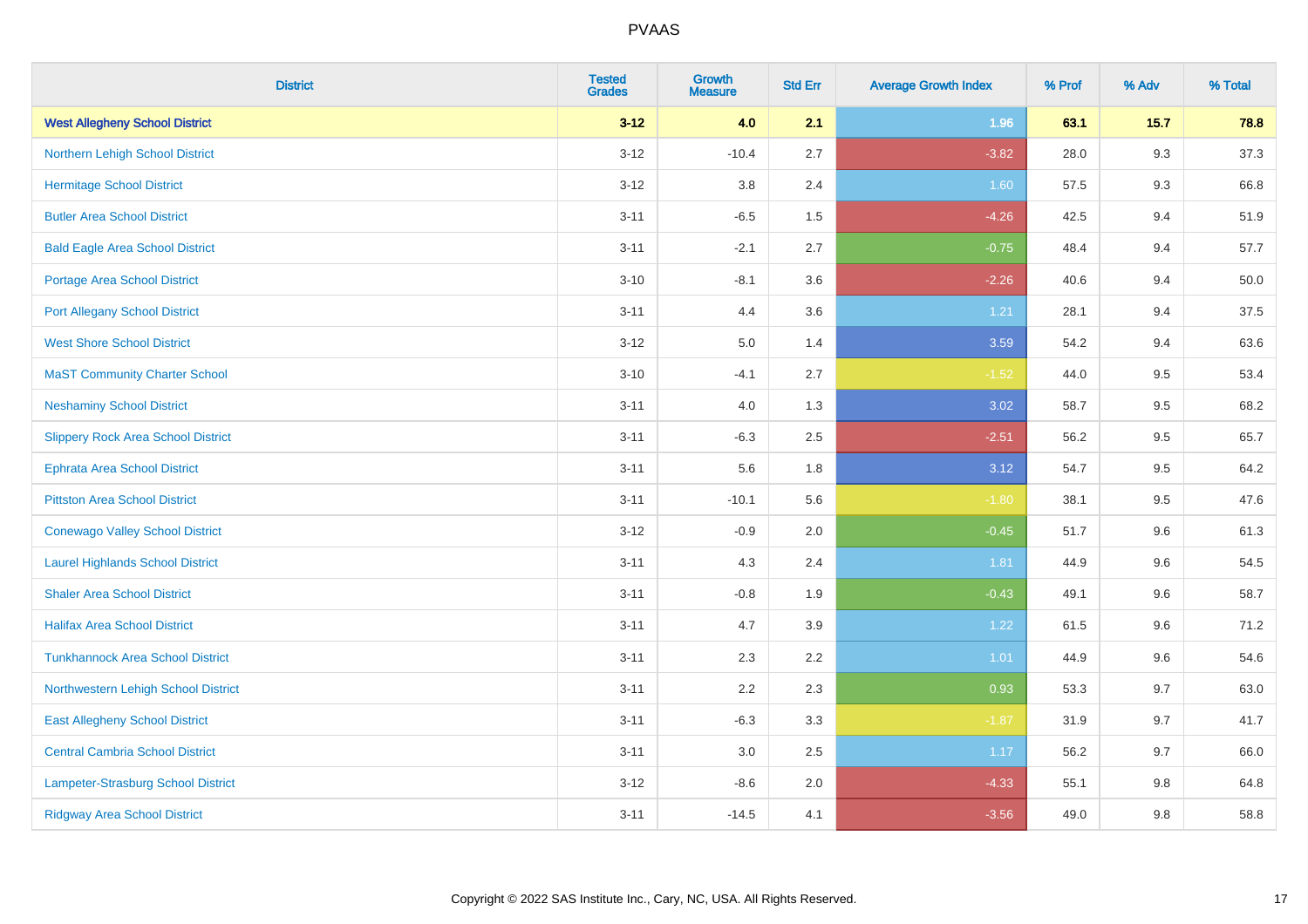PVAAS

| District | Tested Grades | Growth Measure | Std Err | Average Growth Index | % Prof | % Adv | % Total |
|---|---|---|---|---|---|---|---|
| **West Allegheny School District** | **3-12** | **4.0** | **2.1** | **1.96** | **63.1** | **15.7** | **78.8** |
| Northern Lehigh School District | 3-12 | -10.4 | 2.7 | -3.82 | 28.0 | 9.3 | 37.3 |
| Hermitage School District | 3-12 | 3.8 | 2.4 | 1.60 | 57.5 | 9.3 | 66.8 |
| Butler Area School District | 3-11 | -6.5 | 1.5 | -4.26 | 42.5 | 9.4 | 51.9 |
| Bald Eagle Area School District | 3-11 | -2.1 | 2.7 | -0.75 | 48.4 | 9.4 | 57.7 |
| Portage Area School District | 3-10 | -8.1 | 3.6 | -2.26 | 40.6 | 9.4 | 50.0 |
| Port Allegany School District | 3-11 | 4.4 | 3.6 | 1.21 | 28.1 | 9.4 | 37.5 |
| West Shore School District | 3-12 | 5.0 | 1.4 | 3.59 | 54.2 | 9.4 | 63.6 |
| MaST Community Charter School | 3-10 | -4.1 | 2.7 | -1.52 | 44.0 | 9.5 | 53.4 |
| Neshaminy School District | 3-11 | 4.0 | 1.3 | 3.02 | 58.7 | 9.5 | 68.2 |
| Slippery Rock Area School District | 3-11 | -6.3 | 2.5 | -2.51 | 56.2 | 9.5 | 65.7 |
| Ephrata Area School District | 3-11 | 5.6 | 1.8 | 3.12 | 54.7 | 9.5 | 64.2 |
| Pittston Area School District | 3-11 | -10.1 | 5.6 | -1.80 | 38.1 | 9.5 | 47.6 |
| Conewago Valley School District | 3-12 | -0.9 | 2.0 | -0.45 | 51.7 | 9.6 | 61.3 |
| Laurel Highlands School District | 3-11 | 4.3 | 2.4 | 1.81 | 44.9 | 9.6 | 54.5 |
| Shaler Area School District | 3-11 | -0.8 | 1.9 | -0.43 | 49.1 | 9.6 | 58.7 |
| Halifax Area School District | 3-11 | 4.7 | 3.9 | 1.22 | 61.5 | 9.6 | 71.2 |
| Tunkhannock Area School District | 3-11 | 2.3 | 2.2 | 1.01 | 44.9 | 9.6 | 54.6 |
| Northwestern Lehigh School District | 3-11 | 2.2 | 2.3 | 0.93 | 53.3 | 9.7 | 63.0 |
| East Allegheny School District | 3-11 | -6.3 | 3.3 | -1.87 | 31.9 | 9.7 | 41.7 |
| Central Cambria School District | 3-11 | 3.0 | 2.5 | 1.17 | 56.2 | 9.7 | 66.0 |
| Lampeter-Strasburg School District | 3-12 | -8.6 | 2.0 | -4.33 | 55.1 | 9.8 | 64.8 |
| Ridgway Area School District | 3-11 | -14.5 | 4.1 | -3.56 | 49.0 | 9.8 | 58.8 |

Copyright © 2022 SAS Institute Inc., Cary, NC, USA. All Rights Reserved.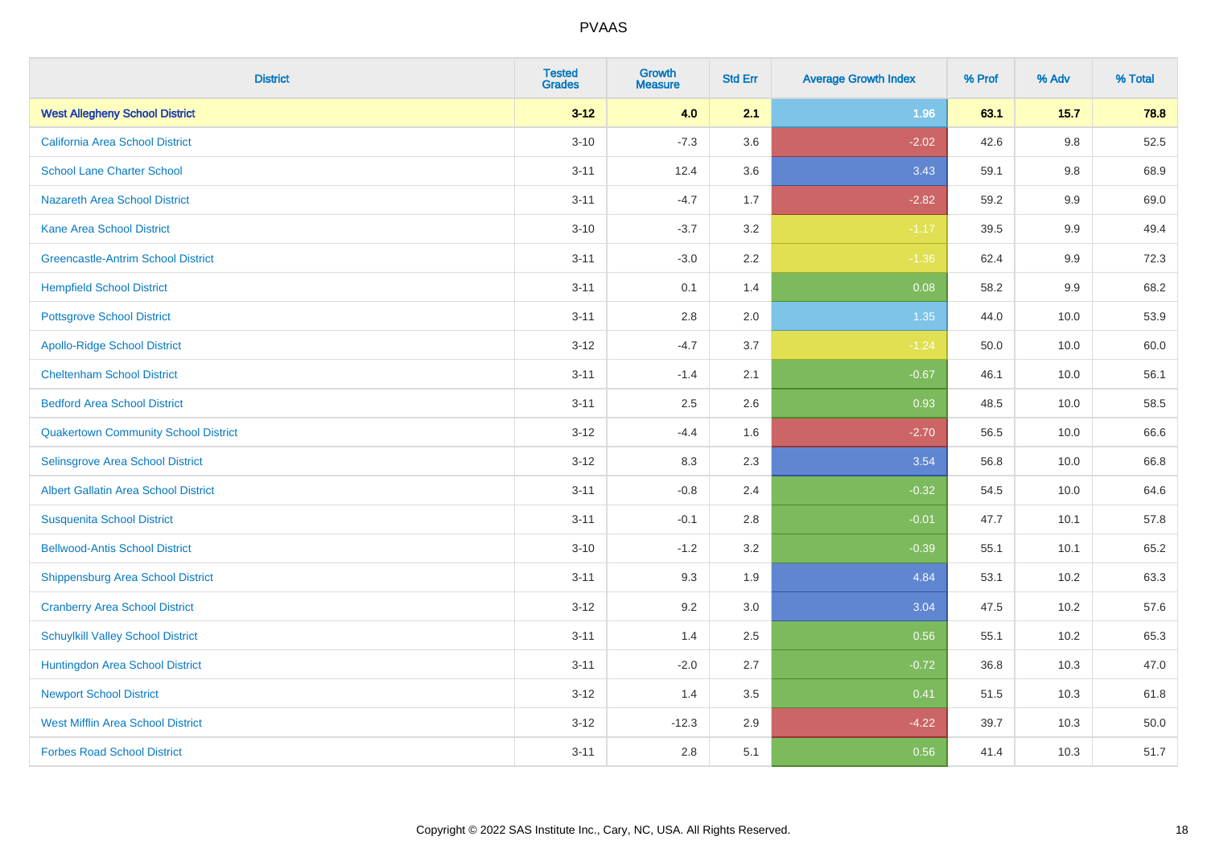| District | Tested Grades | Growth Measure | Std Err | Average Growth Index | % Prof | % Adv | % Total |
|---|---|---|---|---|---|---|---|
| **West Allegheny School District** | **3-12** | **4.0** | **2.1** | **1.96** | **63.1** | **15.7** | **78.8** |
| California Area School District | 3-10 | -7.3 | 3.6 | -2.02 | 42.6 | 9.8 | 52.5 |
| School Lane Charter School | 3-11 | 12.4 | 3.6 | 3.43 | 59.1 | 9.8 | 68.9 |
| Nazareth Area School District | 3-11 | -4.7 | 1.7 | -2.82 | 59.2 | 9.9 | 69.0 |
| Kane Area School District | 3-10 | -3.7 | 3.2 | -1.17 | 39.5 | 9.9 | 49.4 |
| Greencastle-Antrim School District | 3-11 | -3.0 | 2.2 | -1.36 | 62.4 | 9.9 | 72.3 |
| Hempfield School District | 3-11 | 0.1 | 1.4 | 0.08 | 58.2 | 9.9 | 68.2 |
| Pottsgrove School District | 3-11 | 2.8 | 2.0 | 1.35 | 44.0 | 10.0 | 53.9 |
| Apollo-Ridge School District | 3-12 | -4.7 | 3.7 | -1.24 | 50.0 | 10.0 | 60.0 |
| Cheltenham School District | 3-11 | -1.4 | 2.1 | -0.67 | 46.1 | 10.0 | 56.1 |
| Bedford Area School District | 3-11 | 2.5 | 2.6 | 0.93 | 48.5 | 10.0 | 58.5 |
| Quakertown Community School District | 3-12 | -4.4 | 1.6 | -2.70 | 56.5 | 10.0 | 66.6 |
| Selinsgrove Area School District | 3-12 | 8.3 | 2.3 | 3.54 | 56.8 | 10.0 | 66.8 |
| Albert Gallatin Area School District | 3-11 | -0.8 | 2.4 | -0.32 | 54.5 | 10.0 | 64.6 |
| Susquenita School District | 3-11 | -0.1 | 2.8 | -0.01 | 47.7 | 10.1 | 57.8 |
| Bellwood-Antis School District | 3-10 | -1.2 | 3.2 | -0.39 | 55.1 | 10.1 | 65.2 |
| Shippensburg Area School District | 3-11 | 9.3 | 1.9 | 4.84 | 53.1 | 10.2 | 63.3 |
| Cranberry Area School District | 3-12 | 9.2 | 3.0 | 3.04 | 47.5 | 10.2 | 57.6 |
| Schuylkill Valley School District | 3-11 | 1.4 | 2.5 | 0.56 | 55.1 | 10.2 | 65.3 |
| Huntingdon Area School District | 3-11 | -2.0 | 2.7 | -0.72 | 36.8 | 10.3 | 47.0 |
| Newport School District | 3-12 | 1.4 | 3.5 | 0.41 | 51.5 | 10.3 | 61.8 |
| West Mifflin Area School District | 3-12 | -12.3 | 2.9 | -4.22 | 39.7 | 10.3 | 50.0 |
| Forbes Road School District | 3-11 | 2.8 | 5.1 | 0.56 | 41.4 | 10.3 | 51.7 |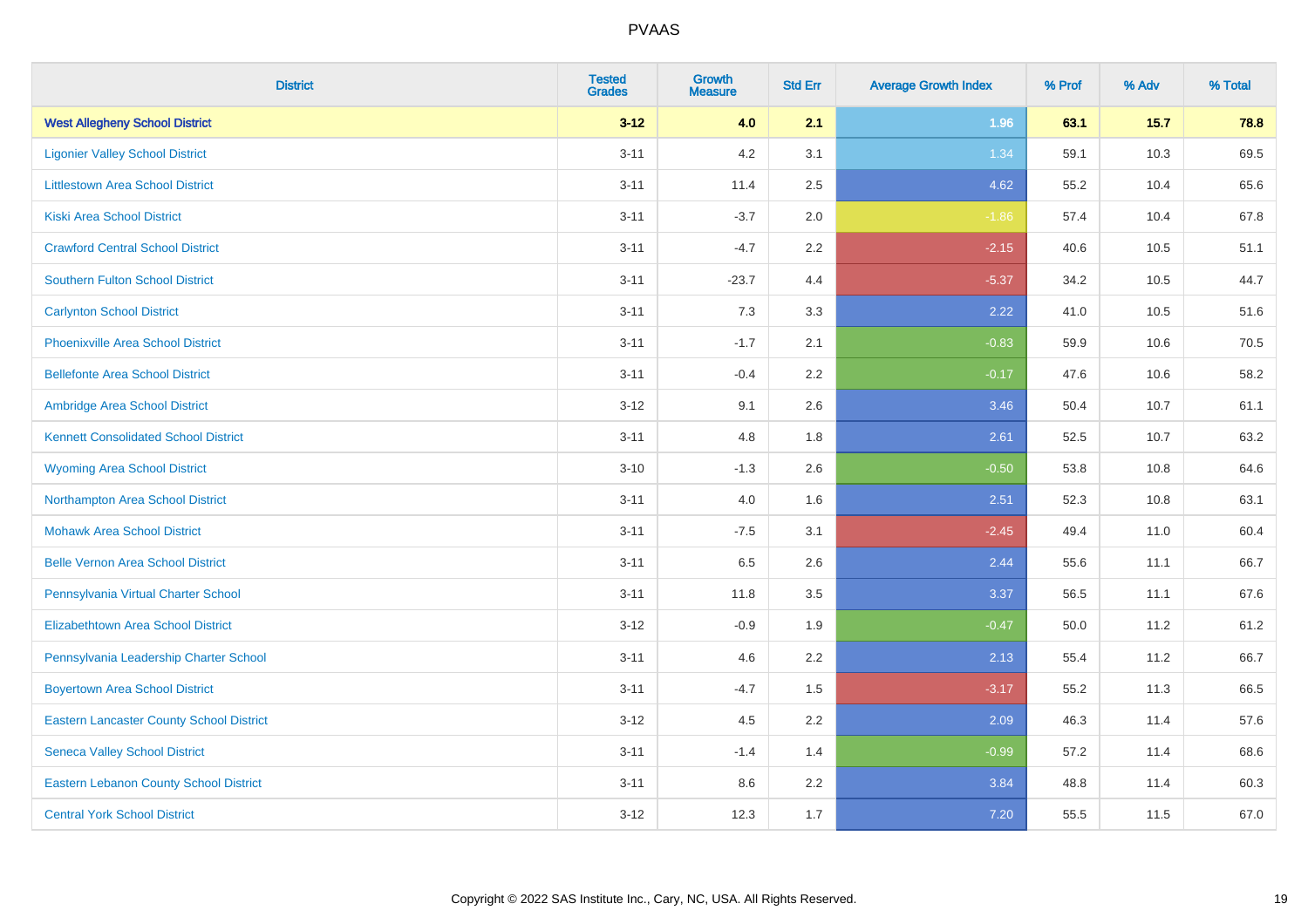| District | Tested Grades | Growth Measure | Std Err | Average Growth Index | % Prof | % Adv | % Total |
|---|---|---|---|---|---|---|---|
| **West Allegheny School District** | **3-12** | **4.0** | **2.1** | **1.96** | **63.1** | **15.7** | **78.8** |
| Ligonier Valley School District | 3-11 | 4.2 | 3.1 | 1.34 | 59.1 | 10.3 | 69.5 |
| Littlestown Area School District | 3-11 | 11.4 | 2.5 | 4.62 | 55.2 | 10.4 | 65.6 |
| Kiski Area School District | 3-11 | -3.7 | 2.0 | -1.86 | 57.4 | 10.4 | 67.8 |
| Crawford Central School District | 3-11 | -4.7 | 2.2 | -2.15 | 40.6 | 10.5 | 51.1 |
| Southern Fulton School District | 3-11 | -23.7 | 4.4 | -5.37 | 34.2 | 10.5 | 44.7 |
| Carlynton School District | 3-11 | 7.3 | 3.3 | 2.22 | 41.0 | 10.5 | 51.6 |
| Phoenixville Area School District | 3-11 | -1.7 | 2.1 | -0.83 | 59.9 | 10.6 | 70.5 |
| Bellefonte Area School District | 3-11 | -0.4 | 2.2 | -0.17 | 47.6 | 10.6 | 58.2 |
| Ambridge Area School District | 3-12 | 9.1 | 2.6 | 3.46 | 50.4 | 10.7 | 61.1 |
| Kennett Consolidated School District | 3-11 | 4.8 | 1.8 | 2.61 | 52.5 | 10.7 | 63.2 |
| Wyoming Area School District | 3-10 | -1.3 | 2.6 | -0.50 | 53.8 | 10.8 | 64.6 |
| Northampton Area School District | 3-11 | 4.0 | 1.6 | 2.51 | 52.3 | 10.8 | 63.1 |
| Mohawk Area School District | 3-11 | -7.5 | 3.1 | -2.45 | 49.4 | 11.0 | 60.4 |
| Belle Vernon Area School District | 3-11 | 6.5 | 2.6 | 2.44 | 55.6 | 11.1 | 66.7 |
| Pennsylvania Virtual Charter School | 3-11 | 11.8 | 3.5 | 3.37 | 56.5 | 11.1 | 67.6 |
| Elizabethtown Area School District | 3-12 | -0.9 | 1.9 | -0.47 | 50.0 | 11.2 | 61.2 |
| Pennsylvania Leadership Charter School | 3-11 | 4.6 | 2.2 | 2.13 | 55.4 | 11.2 | 66.7 |
| Boyertown Area School District | 3-11 | -4.7 | 1.5 | -3.17 | 55.2 | 11.3 | 66.5 |
| Eastern Lancaster County School District | 3-12 | 4.5 | 2.2 | 2.09 | 46.3 | 11.4 | 57.6 |
| Seneca Valley School District | 3-11 | -1.4 | 1.4 | -0.99 | 57.2 | 11.4 | 68.6 |
| Eastern Lebanon County School District | 3-11 | 8.6 | 2.2 | 3.84 | 48.8 | 11.4 | 60.3 |
| Central York School District | 3-12 | 12.3 | 1.7 | 7.20 | 55.5 | 11.5 | 67.0 |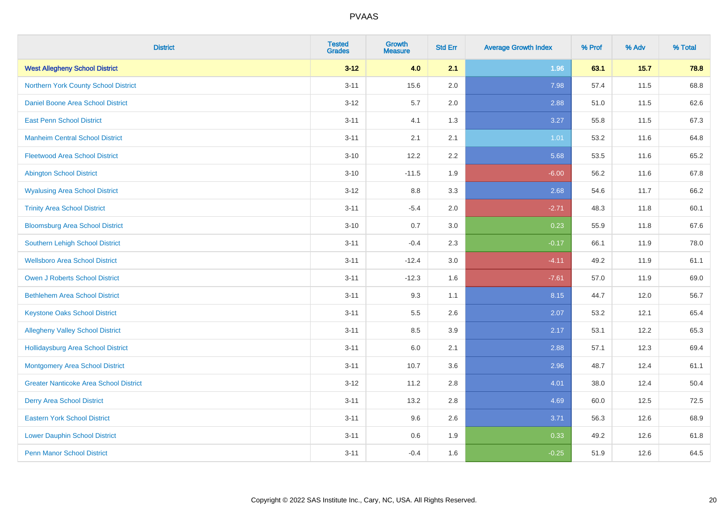PVAAS

| District | Tested Grades | Growth Measure | Std Err | Average Growth Index | % Prof | % Adv | % Total |
|---|---|---|---|---|---|---|---|
| **West Allegheny School District** | **3-12** | **4.0** | **2.1** | **1.96** | **63.1** | **15.7** | **78.8** |
| Northern York County School District | 3-11 | 15.6 | 2.0 | 7.98 | 57.4 | 11.5 | 68.8 |
| Daniel Boone Area School District | 3-12 | 5.7 | 2.0 | 2.88 | 51.0 | 11.5 | 62.6 |
| East Penn School District | 3-11 | 4.1 | 1.3 | 3.27 | 55.8 | 11.5 | 67.3 |
| Manheim Central School District | 3-11 | 2.1 | 2.1 | 1.01 | 53.2 | 11.6 | 64.8 |
| Fleetwood Area School District | 3-10 | 12.2 | 2.2 | 5.68 | 53.5 | 11.6 | 65.2 |
| Abington School District | 3-10 | -11.5 | 1.9 | -6.00 | 56.2 | 11.6 | 67.8 |
| Wyalusing Area School District | 3-12 | 8.8 | 3.3 | 2.68 | 54.6 | 11.7 | 66.2 |
| Trinity Area School District | 3-11 | -5.4 | 2.0 | -2.71 | 48.3 | 11.8 | 60.1 |
| Bloomsburg Area School District | 3-10 | 0.7 | 3.0 | 0.23 | 55.9 | 11.8 | 67.6 |
| Southern Lehigh School District | 3-11 | -0.4 | 2.3 | -0.17 | 66.1 | 11.9 | 78.0 |
| Wellsboro Area School District | 3-11 | -12.4 | 3.0 | -4.11 | 49.2 | 11.9 | 61.1 |
| Owen J Roberts School District | 3-11 | -12.3 | 1.6 | -7.61 | 57.0 | 11.9 | 69.0 |
| Bethlehem Area School District | 3-11 | 9.3 | 1.1 | 8.15 | 44.7 | 12.0 | 56.7 |
| Keystone Oaks School District | 3-11 | 5.5 | 2.6 | 2.07 | 53.2 | 12.1 | 65.4 |
| Allegheny Valley School District | 3-11 | 8.5 | 3.9 | 2.17 | 53.1 | 12.2 | 65.3 |
| Hollidaysburg Area School District | 3-11 | 6.0 | 2.1 | 2.88 | 57.1 | 12.3 | 69.4 |
| Montgomery Area School District | 3-11 | 10.7 | 3.6 | 2.96 | 48.7 | 12.4 | 61.1 |
| Greater Nanticoke Area School District | 3-12 | 11.2 | 2.8 | 4.01 | 38.0 | 12.4 | 50.4 |
| Derry Area School District | 3-11 | 13.2 | 2.8 | 4.69 | 60.0 | 12.5 | 72.5 |
| Eastern York School District | 3-11 | 9.6 | 2.6 | 3.71 | 56.3 | 12.6 | 68.9 |
| Lower Dauphin School District | 3-11 | 0.6 | 1.9 | 0.33 | 49.2 | 12.6 | 61.8 |
| Penn Manor School District | 3-11 | -0.4 | 1.6 | -0.25 | 51.9 | 12.6 | 64.5 |

Copyright © 2022 SAS Institute Inc., Cary, NC, USA. All Rights Reserved.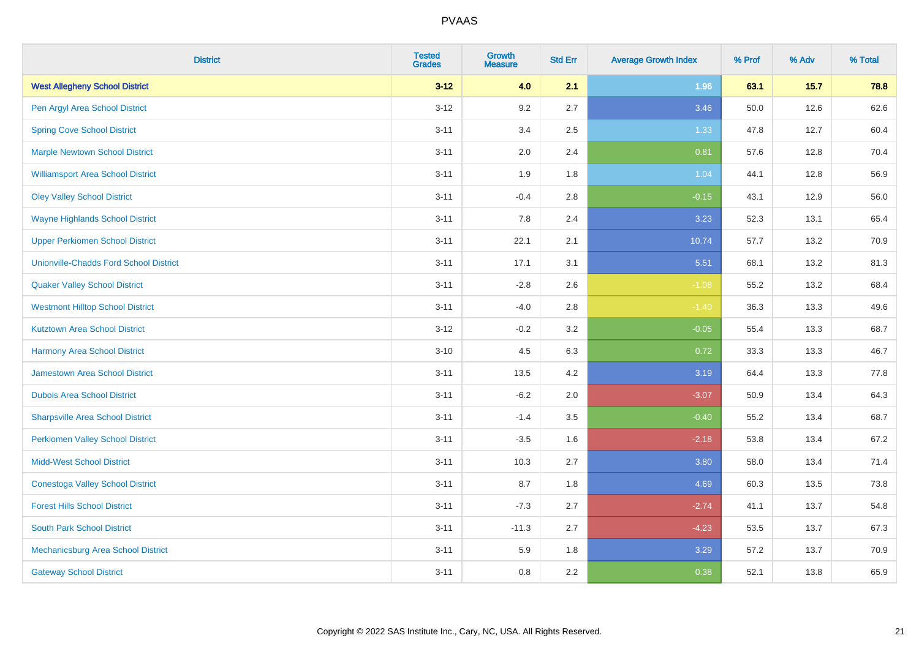| District | Tested Grades | Growth Measure | Std Err | Average Growth Index | % Prof | % Adv | % Total |
|---|---|---|---|---|---|---|---|
| **West Allegheny School District** | **3-12** | **4.0** | **2.1** | **1.96** | **63.1** | **15.7** | **78.8** |
| Pen Argyl Area School District | 3-12 | 9.2 | 2.7 | 3.46 | 50.0 | 12.6 | 62.6 |
| Spring Cove School District | 3-11 | 3.4 | 2.5 | 1.33 | 47.8 | 12.7 | 60.4 |
| Marple Newtown School District | 3-11 | 2.0 | 2.4 | 0.81 | 57.6 | 12.8 | 70.4 |
| Williamsport Area School District | 3-11 | 1.9 | 1.8 | 1.04 | 44.1 | 12.8 | 56.9 |
| Oley Valley School District | 3-11 | -0.4 | 2.8 | -0.15 | 43.1 | 12.9 | 56.0 |
| Wayne Highlands School District | 3-11 | 7.8 | 2.4 | 3.23 | 52.3 | 13.1 | 65.4 |
| Upper Perkiomen School District | 3-11 | 22.1 | 2.1 | 10.74 | 57.7 | 13.2 | 70.9 |
| Unionville-Chadds Ford School District | 3-11 | 17.1 | 3.1 | 5.51 | 68.1 | 13.2 | 81.3 |
| Quaker Valley School District | 3-11 | -2.8 | 2.6 | -1.08 | 55.2 | 13.2 | 68.4 |
| Westmont Hilltop School District | 3-11 | -4.0 | 2.8 | -1.40 | 36.3 | 13.3 | 49.6 |
| Kutztown Area School District | 3-12 | -0.2 | 3.2 | -0.05 | 55.4 | 13.3 | 68.7 |
| Harmony Area School District | 3-10 | 4.5 | 6.3 | 0.72 | 33.3 | 13.3 | 46.7 |
| Jamestown Area School District | 3-11 | 13.5 | 4.2 | 3.19 | 64.4 | 13.3 | 77.8 |
| Dubois Area School District | 3-11 | -6.2 | 2.0 | -3.07 | 50.9 | 13.4 | 64.3 |
| Sharpsville Area School District | 3-11 | -1.4 | 3.5 | -0.40 | 55.2 | 13.4 | 68.7 |
| Perkiomen Valley School District | 3-11 | -3.5 | 1.6 | -2.18 | 53.8 | 13.4 | 67.2 |
| Midd-West School District | 3-11 | 10.3 | 2.7 | 3.80 | 58.0 | 13.4 | 71.4 |
| Conestoga Valley School District | 3-11 | 8.7 | 1.8 | 4.69 | 60.3 | 13.5 | 73.8 |
| Forest Hills School District | 3-11 | -7.3 | 2.7 | -2.74 | 41.1 | 13.7 | 54.8 |
| South Park School District | 3-11 | -11.3 | 2.7 | -4.23 | 53.5 | 13.7 | 67.3 |
| Mechanicsburg Area School District | 3-11 | 5.9 | 1.8 | 3.29 | 57.2 | 13.7 | 70.9 |
| Gateway School District | 3-11 | 0.8 | 2.2 | 0.38 | 52.1 | 13.8 | 65.9 |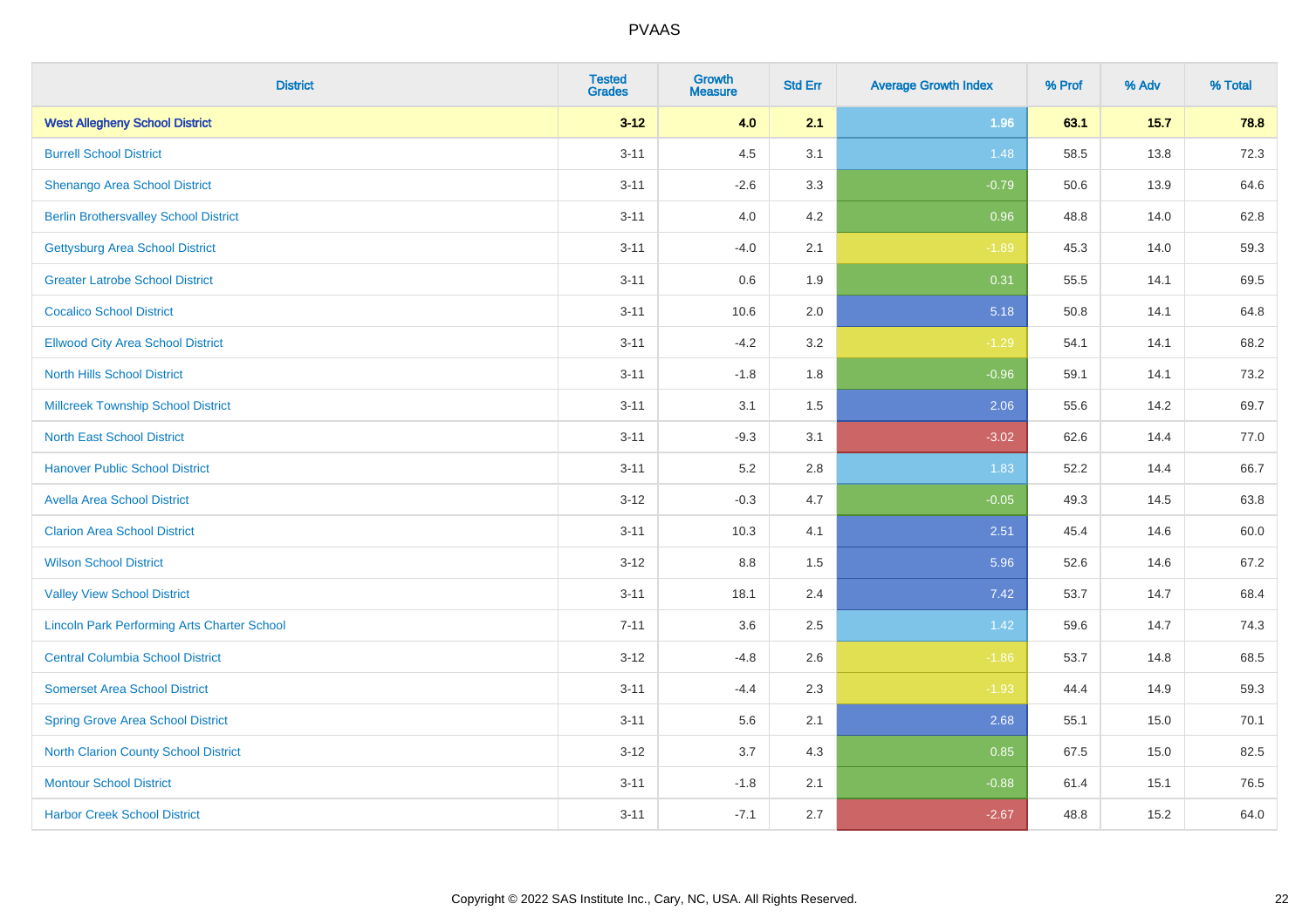# PVAAS

| District | Tested Grades | Growth Measure | Std Err | Average Growth Index | % Prof | % Adv | % Total |
|---|---|---|---|---|---|---|---|
| **West Allegheny School District** | **3-12** | **4.0** | **2.1** | **1.96** | **63.1** | **15.7** | **78.8** |
| Burrell School District | 3-11 | 4.5 | 3.1 | 1.48 | 58.5 | 13.8 | 72.3 |
| Shenango Area School District | 3-11 | -2.6 | 3.3 | -0.79 | 50.6 | 13.9 | 64.6 |
| Berlin Brothersvalley School District | 3-11 | 4.0 | 4.2 | 0.96 | 48.8 | 14.0 | 62.8 |
| Gettysburg Area School District | 3-11 | -4.0 | 2.1 | -1.89 | 45.3 | 14.0 | 59.3 |
| Greater Latrobe School District | 3-11 | 0.6 | 1.9 | 0.31 | 55.5 | 14.1 | 69.5 |
| Cocalico School District | 3-11 | 10.6 | 2.0 | 5.18 | 50.8 | 14.1 | 64.8 |
| Ellwood City Area School District | 3-11 | -4.2 | 3.2 | -1.29 | 54.1 | 14.1 | 68.2 |
| North Hills School District | 3-11 | -1.8 | 1.8 | -0.96 | 59.1 | 14.1 | 73.2 |
| Millcreek Township School District | 3-11 | 3.1 | 1.5 | 2.06 | 55.6 | 14.2 | 69.7 |
| North East School District | 3-11 | -9.3 | 3.1 | -3.02 | 62.6 | 14.4 | 77.0 |
| Hanover Public School District | 3-11 | 5.2 | 2.8 | 1.83 | 52.2 | 14.4 | 66.7 |
| Avella Area School District | 3-12 | -0.3 | 4.7 | -0.05 | 49.3 | 14.5 | 63.8 |
| Clarion Area School District | 3-11 | 10.3 | 4.1 | 2.51 | 45.4 | 14.6 | 60.0 |
| Wilson School District | 3-12 | 8.8 | 1.5 | 5.96 | 52.6 | 14.6 | 67.2 |
| Valley View School District | 3-11 | 18.1 | 2.4 | 7.42 | 53.7 | 14.7 | 68.4 |
| Lincoln Park Performing Arts Charter School | 7-11 | 3.6 | 2.5 | 1.42 | 59.6 | 14.7 | 74.3 |
| Central Columbia School District | 3-12 | -4.8 | 2.6 | -1.86 | 53.7 | 14.8 | 68.5 |
| Somerset Area School District | 3-11 | -4.4 | 2.3 | -1.93 | 44.4 | 14.9 | 59.3 |
| Spring Grove Area School District | 3-11 | 5.6 | 2.1 | 2.68 | 55.1 | 15.0 | 70.1 |
| North Clarion County School District | 3-12 | 3.7 | 4.3 | 0.85 | 67.5 | 15.0 | 82.5 |
| Montour School District | 3-11 | -1.8 | 2.1 | -0.88 | 61.4 | 15.1 | 76.5 |
| Harbor Creek School District | 3-11 | -7.1 | 2.7 | -2.67 | 48.8 | 15.2 | 64.0 |

Copyright © 2022 SAS Institute Inc., Cary, NC, USA. All Rights Reserved.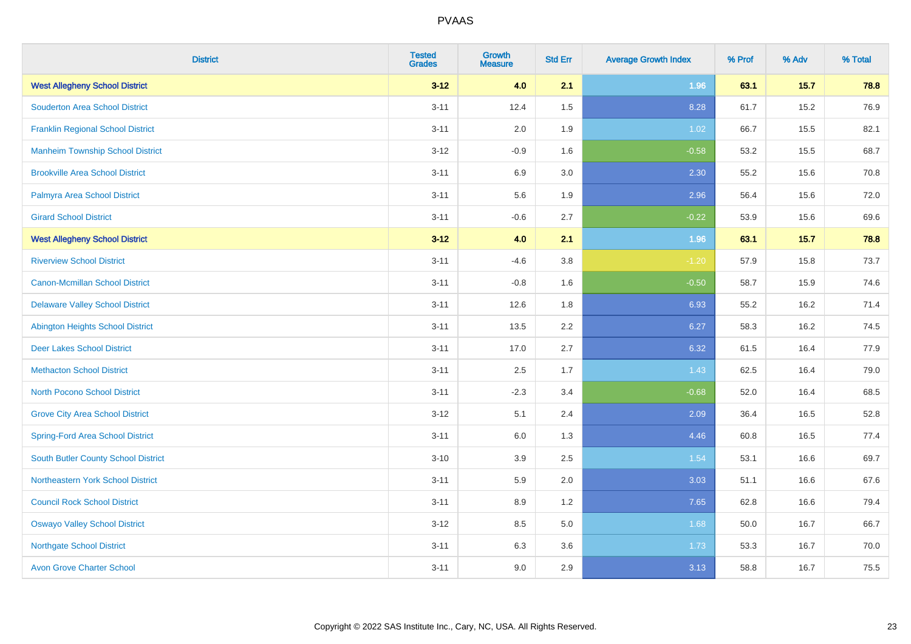| District | Tested Grades | Growth Measure | Std Err | Average Growth Index | % Prof | % Adv | % Total |
|---|---|---|---|---|---|---|---|
| **West Allegheny School District** | **3-12** | **4.0** | **2.1** | **1.96** | **63.1** | **15.7** | **78.8** |
| Souderton Area School District | 3-11 | 12.4 | 1.5 | 8.28 | 61.7 | 15.2 | 76.9 |
| Franklin Regional School District | 3-11 | 2.0 | 1.9 | 1.02 | 66.7 | 15.5 | 82.1 |
| Manheim Township School District | 3-12 | -0.9 | 1.6 | -0.58 | 53.2 | 15.5 | 68.7 |
| Brookville Area School District | 3-11 | 6.9 | 3.0 | 2.30 | 55.2 | 15.6 | 70.8 |
| Palmyra Area School District | 3-11 | 5.6 | 1.9 | 2.96 | 56.4 | 15.6 | 72.0 |
| Girard School District | 3-11 | -0.6 | 2.7 | -0.22 | 53.9 | 15.6 | 69.6 |
| **West Allegheny School District** | **3-12** | **4.0** | **2.1** | **1.96** | **63.1** | **15.7** | **78.8** |
| Riverview School District | 3-11 | -4.6 | 3.8 | -1.20 | 57.9 | 15.8 | 73.7 |
| Canon-Mcmillan School District | 3-11 | -0.8 | 1.6 | -0.50 | 58.7 | 15.9 | 74.6 |
| Delaware Valley School District | 3-11 | 12.6 | 1.8 | 6.93 | 55.2 | 16.2 | 71.4 |
| Abington Heights School District | 3-11 | 13.5 | 2.2 | 6.27 | 58.3 | 16.2 | 74.5 |
| Deer Lakes School District | 3-11 | 17.0 | 2.7 | 6.32 | 61.5 | 16.4 | 77.9 |
| Methacton School District | 3-11 | 2.5 | 1.7 | 1.43 | 62.5 | 16.4 | 79.0 |
| North Pocono School District | 3-11 | -2.3 | 3.4 | -0.68 | 52.0 | 16.4 | 68.5 |
| Grove City Area School District | 3-12 | 5.1 | 2.4 | 2.09 | 36.4 | 16.5 | 52.8 |
| Spring-Ford Area School District | 3-11 | 6.0 | 1.3 | 4.46 | 60.8 | 16.5 | 77.4 |
| South Butler County School District | 3-10 | 3.9 | 2.5 | 1.54 | 53.1 | 16.6 | 69.7 |
| Northeastern York School District | 3-11 | 5.9 | 2.0 | 3.03 | 51.1 | 16.6 | 67.6 |
| Council Rock School District | 3-11 | 8.9 | 1.2 | 7.65 | 62.8 | 16.6 | 79.4 |
| Oswayo Valley School District | 3-12 | 8.5 | 5.0 | 1.68 | 50.0 | 16.7 | 66.7 |
| Northgate School District | 3-11 | 6.3 | 3.6 | 1.73 | 53.3 | 16.7 | 70.0 |
| Avon Grove Charter School | 3-11 | 9.0 | 2.9 | 3.13 | 58.8 | 16.7 | 75.5 |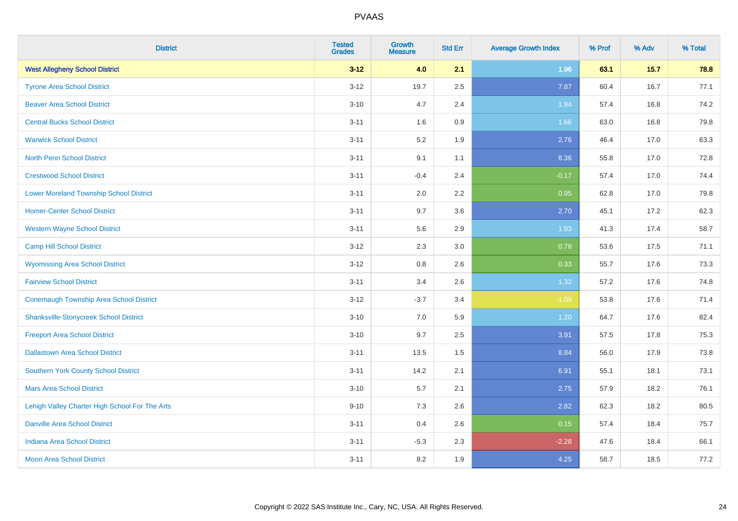| District | Tested Grades | Growth Measure | Std Err | Average Growth Index | % Prof | % Adv | % Total |
|---|---|---|---|---|---|---|---|
| **West Allegheny School District** | **3-12** | **4.0** | **2.1** | **1.96** | **63.1** | **15.7** | **78.8** |
| Tyrone Area School District | 3-12 | 19.7 | 2.5 | 7.87 | 60.4 | 16.7 | 77.1 |
| Beaver Area School District | 3-10 | 4.7 | 2.4 | 1.94 | 57.4 | 16.8 | 74.2 |
| Central Bucks School District | 3-11 | 1.6 | 0.9 | 1.66 | 63.0 | 16.8 | 79.8 |
| Warwick School District | 3-11 | 5.2 | 1.9 | 2.76 | 46.4 | 17.0 | 63.3 |
| North Penn School District | 3-11 | 9.1 | 1.1 | 8.36 | 55.8 | 17.0 | 72.8 |
| Crestwood School District | 3-11 | -0.4 | 2.4 | -0.17 | 57.4 | 17.0 | 74.4 |
| Lower Moreland Township School District | 3-11 | 2.0 | 2.2 | 0.95 | 62.8 | 17.0 | 79.8 |
| Homer-Center School District | 3-11 | 9.7 | 3.6 | 2.70 | 45.1 | 17.2 | 62.3 |
| Western Wayne School District | 3-11 | 5.6 | 2.9 | 1.93 | 41.3 | 17.4 | 58.7 |
| Camp Hill School District | 3-12 | 2.3 | 3.0 | 0.78 | 53.6 | 17.5 | 71.1 |
| Wyomissing Area School District | 3-12 | 0.8 | 2.6 | 0.33 | 55.7 | 17.6 | 73.3 |
| Fairview School District | 3-11 | 3.4 | 2.6 | 1.32 | 57.2 | 17.6 | 74.8 |
| Conemaugh Township Area School District | 3-12 | -3.7 | 3.4 | -1.09 | 53.8 | 17.6 | 71.4 |
| Shanksville-Stonycreek School District | 3-10 | 7.0 | 5.9 | 1.20 | 64.7 | 17.6 | 82.4 |
| Freeport Area School District | 3-10 | 9.7 | 2.5 | 3.91 | 57.5 | 17.8 | 75.3 |
| Dallastown Area School District | 3-11 | 13.5 | 1.5 | 8.84 | 56.0 | 17.9 | 73.8 |
| Southern York County School District | 3-11 | 14.2 | 2.1 | 6.91 | 55.1 | 18.1 | 73.1 |
| Mars Area School District | 3-10 | 5.7 | 2.1 | 2.75 | 57.9 | 18.2 | 76.1 |
| Lehigh Valley Charter High School For The Arts | 9-10 | 7.3 | 2.6 | 2.82 | 62.3 | 18.2 | 80.5 |
| Danville Area School District | 3-11 | 0.4 | 2.6 | 0.15 | 57.4 | 18.4 | 75.7 |
| Indiana Area School District | 3-11 | -5.3 | 2.3 | -2.28 | 47.6 | 18.4 | 66.1 |
| Moon Area School District | 3-11 | 8.2 | 1.9 | 4.25 | 58.7 | 18.5 | 77.2 |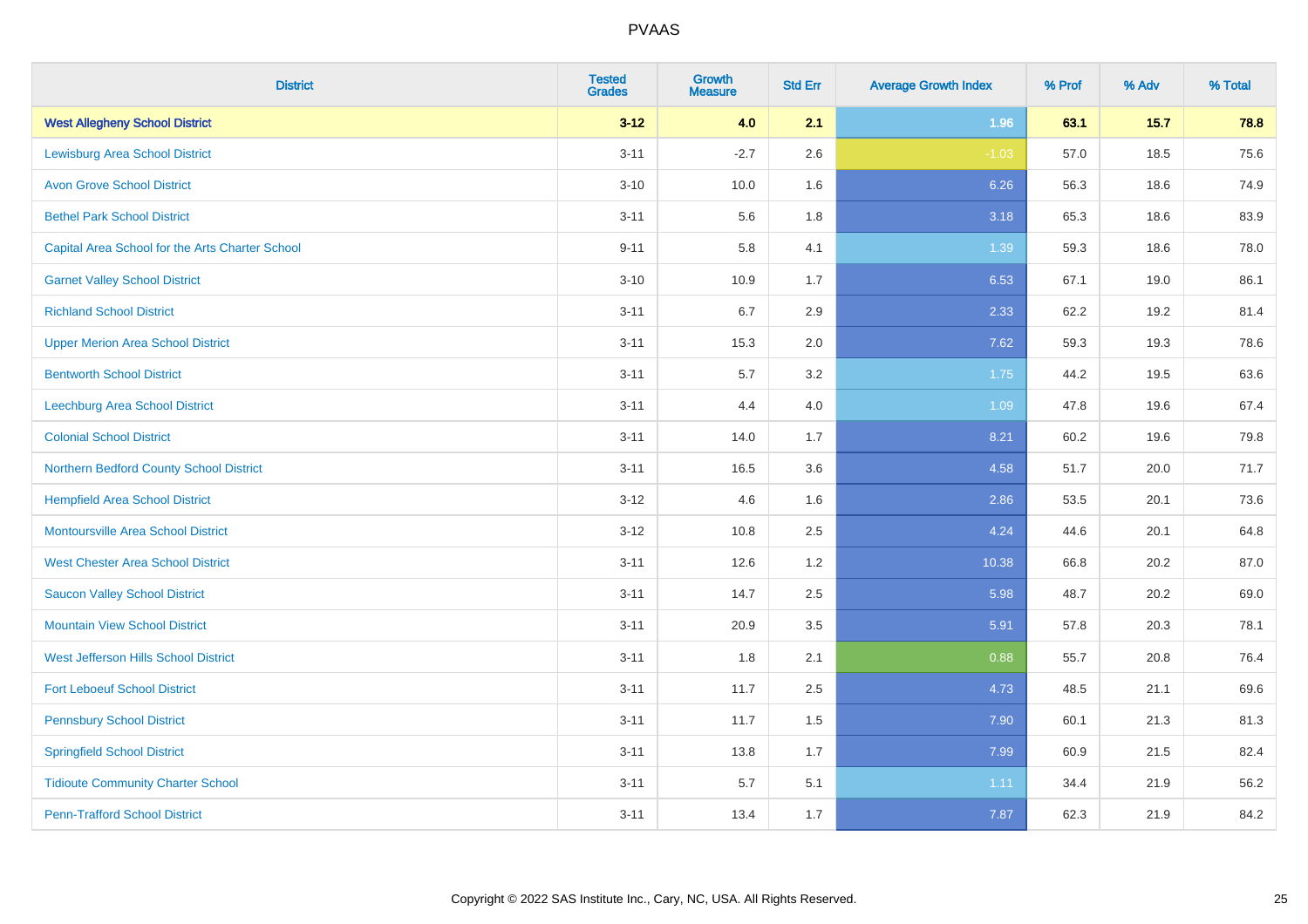PVAAS

| District | Tested Grades | Growth Measure | Std Err | Average Growth Index | % Prof | % Adv | % Total |
|---|---|---|---|---|---|---|---|
| **West Allegheny School District** | **3-12** | **4.0** | **2.1** | **1.96** | **63.1** | **15.7** | **78.8** |
| Lewisburg Area School District | 3-11 | -2.7 | 2.6 | -1.03 | 57.0 | 18.5 | 75.6 |
| Avon Grove School District | 3-10 | 10.0 | 1.6 | 6.26 | 56.3 | 18.6 | 74.9 |
| Bethel Park School District | 3-11 | 5.6 | 1.8 | 3.18 | 65.3 | 18.6 | 83.9 |
| Capital Area School for the Arts Charter School | 9-11 | 5.8 | 4.1 | 1.39 | 59.3 | 18.6 | 78.0 |
| Garnet Valley School District | 3-10 | 10.9 | 1.7 | 6.53 | 67.1 | 19.0 | 86.1 |
| Richland School District | 3-11 | 6.7 | 2.9 | 2.33 | 62.2 | 19.2 | 81.4 |
| Upper Merion Area School District | 3-11 | 15.3 | 2.0 | 7.62 | 59.3 | 19.3 | 78.6 |
| Bentworth School District | 3-11 | 5.7 | 3.2 | 1.75 | 44.2 | 19.5 | 63.6 |
| Leechburg Area School District | 3-11 | 4.4 | 4.0 | 1.09 | 47.8 | 19.6 | 67.4 |
| Colonial School District | 3-11 | 14.0 | 1.7 | 8.21 | 60.2 | 19.6 | 79.8 |
| Northern Bedford County School District | 3-11 | 16.5 | 3.6 | 4.58 | 51.7 | 20.0 | 71.7 |
| Hempfield Area School District | 3-12 | 4.6 | 1.6 | 2.86 | 53.5 | 20.1 | 73.6 |
| Montoursville Area School District | 3-12 | 10.8 | 2.5 | 4.24 | 44.6 | 20.1 | 64.8 |
| West Chester Area School District | 3-11 | 12.6 | 1.2 | 10.38 | 66.8 | 20.2 | 87.0 |
| Saucon Valley School District | 3-11 | 14.7 | 2.5 | 5.98 | 48.7 | 20.2 | 69.0 |
| Mountain View School District | 3-11 | 20.9 | 3.5 | 5.91 | 57.8 | 20.3 | 78.1 |
| West Jefferson Hills School District | 3-11 | 1.8 | 2.1 | 0.88 | 55.7 | 20.8 | 76.4 |
| Fort Leboeuf School District | 3-11 | 11.7 | 2.5 | 4.73 | 48.5 | 21.1 | 69.6 |
| Pennsbury School District | 3-11 | 11.7 | 1.5 | 7.90 | 60.1 | 21.3 | 81.3 |
| Springfield School District | 3-11 | 13.8 | 1.7 | 7.99 | 60.9 | 21.5 | 82.4 |
| Tidioute Community Charter School | 3-11 | 5.7 | 5.1 | 1.11 | 34.4 | 21.9 | 56.2 |
| Penn-Trafford School District | 3-11 | 13.4 | 1.7 | 7.87 | 62.3 | 21.9 | 84.2 |

Copyright © 2022 SAS Institute Inc., Cary, NC, USA. All Rights Reserved.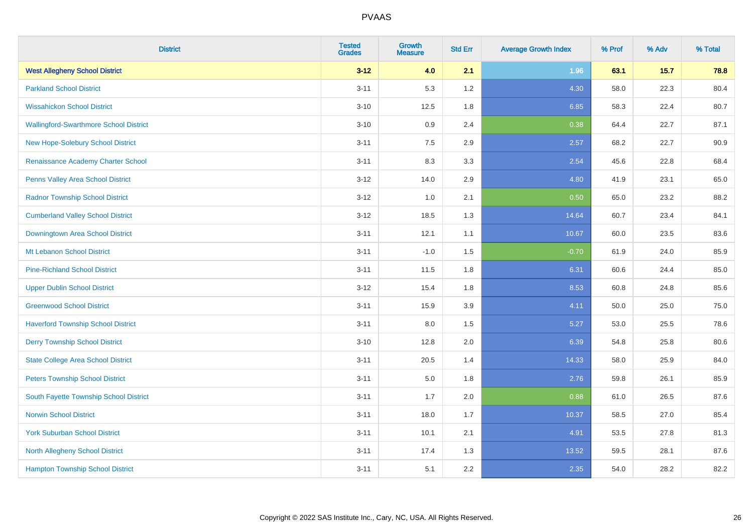| District | Tested Grades | Growth Measure | Std Err | Average Growth Index | % Prof | % Adv | % Total |
|---|---|---|---|---|---|---|---|
| **West Allegheny School District** | **3-12** | **4.0** | **2.1** | **1.96** | **63.1** | **15.7** | **78.8** |
| Parkland School District | 3-11 | 5.3 | 1.2 | 4.30 | 58.0 | 22.3 | 80.4 |
| Wissahickon School District | 3-10 | 12.5 | 1.8 | 6.85 | 58.3 | 22.4 | 80.7 |
| Wallingford-Swarthmore School District | 3-10 | 0.9 | 2.4 | 0.38 | 64.4 | 22.7 | 87.1 |
| New Hope-Solebury School District | 3-11 | 7.5 | 2.9 | 2.57 | 68.2 | 22.7 | 90.9 |
| Renaissance Academy Charter School | 3-11 | 8.3 | 3.3 | 2.54 | 45.6 | 22.8 | 68.4 |
| Penns Valley Area School District | 3-12 | 14.0 | 2.9 | 4.80 | 41.9 | 23.1 | 65.0 |
| Radnor Township School District | 3-12 | 1.0 | 2.1 | 0.50 | 65.0 | 23.2 | 88.2 |
| Cumberland Valley School District | 3-12 | 18.5 | 1.3 | 14.64 | 60.7 | 23.4 | 84.1 |
| Downingtown Area School District | 3-11 | 12.1 | 1.1 | 10.67 | 60.0 | 23.5 | 83.6 |
| Mt Lebanon School District | 3-11 | -1.0 | 1.5 | -0.70 | 61.9 | 24.0 | 85.9 |
| Pine-Richland School District | 3-11 | 11.5 | 1.8 | 6.31 | 60.6 | 24.4 | 85.0 |
| Upper Dublin School District | 3-12 | 15.4 | 1.8 | 8.53 | 60.8 | 24.8 | 85.6 |
| Greenwood School District | 3-11 | 15.9 | 3.9 | 4.11 | 50.0 | 25.0 | 75.0 |
| Haverford Township School District | 3-11 | 8.0 | 1.5 | 5.27 | 53.0 | 25.5 | 78.6 |
| Derry Township School District | 3-10 | 12.8 | 2.0 | 6.39 | 54.8 | 25.8 | 80.6 |
| State College Area School District | 3-11 | 20.5 | 1.4 | 14.33 | 58.0 | 25.9 | 84.0 |
| Peters Township School District | 3-11 | 5.0 | 1.8 | 2.76 | 59.8 | 26.1 | 85.9 |
| South Fayette Township School District | 3-11 | 1.7 | 2.0 | 0.88 | 61.0 | 26.5 | 87.6 |
| Norwin School District | 3-11 | 18.0 | 1.7 | 10.37 | 58.5 | 27.0 | 85.4 |
| York Suburban School District | 3-11 | 10.1 | 2.1 | 4.91 | 53.5 | 27.8 | 81.3 |
| North Allegheny School District | 3-11 | 17.4 | 1.3 | 13.52 | 59.5 | 28.1 | 87.6 |
| Hampton Township School District | 3-11 | 5.1 | 2.2 | 2.35 | 54.0 | 28.2 | 82.2 |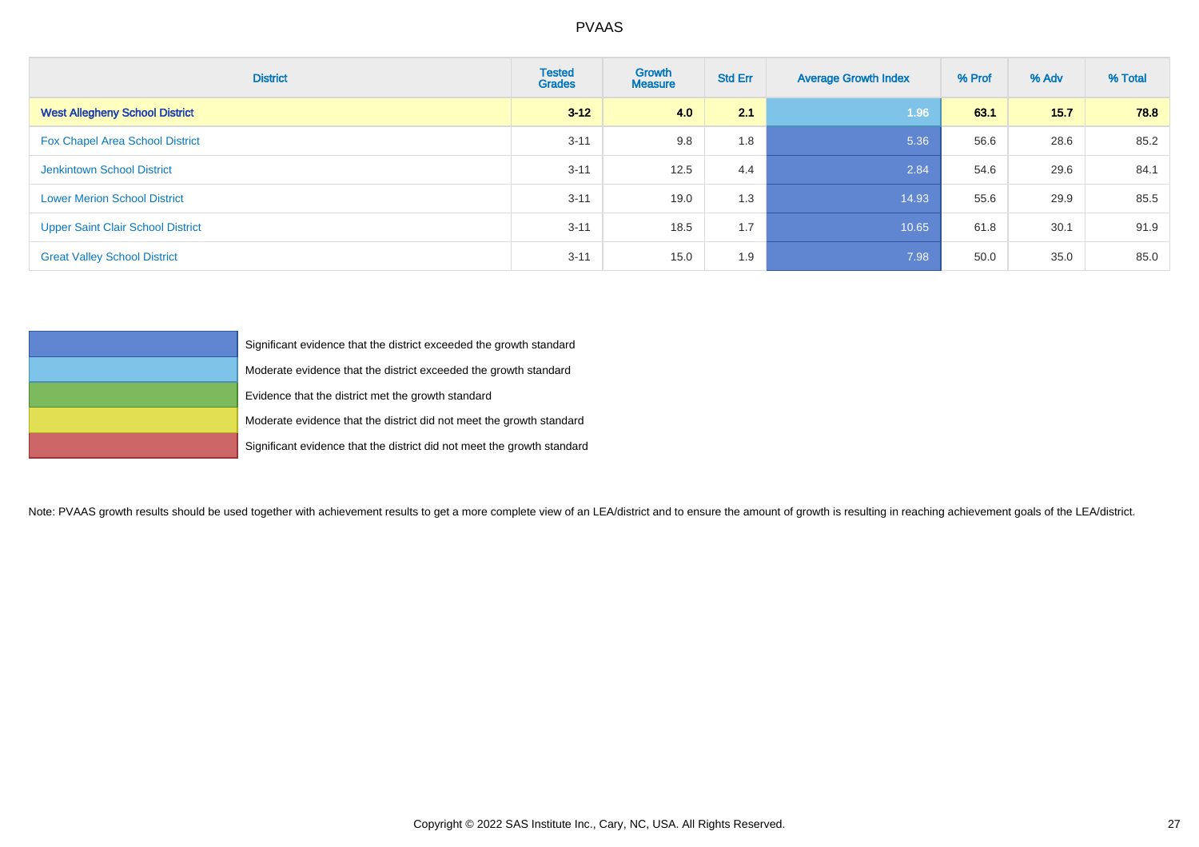# PVAAS

| District | Tested Grades | Growth Measure | Std Err | Average Growth Index | % Prof | % Adv | % Total |
|---|---|---|---|---|---|---|---|
| **West Allegheny School District** | **3-12** | **4.0** | **2.1** | **1.96** | **63.1** | **15.7** | **78.8** |
| Fox Chapel Area School District | 3-11 | 9.8 | 1.8 | 5.36 | 56.6 | 28.6 | 85.2 |
| Jenkintown School District | 3-11 | 12.5 | 4.4 | 2.84 | 54.6 | 29.6 | 84.1 |
| Lower Merion School District | 3-11 | 19.0 | 1.3 | 14.93 | 55.6 | 29.9 | 85.5 |
| Upper Saint Clair School District | 3-11 | 18.5 | 1.7 | 10.65 | 61.8 | 30.1 | 91.9 |
| Great Valley School District | 3-11 | 15.0 | 1.9 | 7.98 | 50.0 | 35.0 | 85.0 |

Significant evidence that the district exceeded the growth standard

Moderate evidence that the district exceeded the growth standard

Evidence that the district met the growth standard

Moderate evidence that the district did not meet the growth standard

Significant evidence that the district did not meet the growth standard

Note: PVAAS growth results should be used together with achievement results to get a more complete view of an LEA/district and to ensure the amount of growth is resulting in reaching achievement goals of the LEA/district.

Copyright © 2022 SAS Institute Inc., Cary, NC, USA. All Rights Reserved.